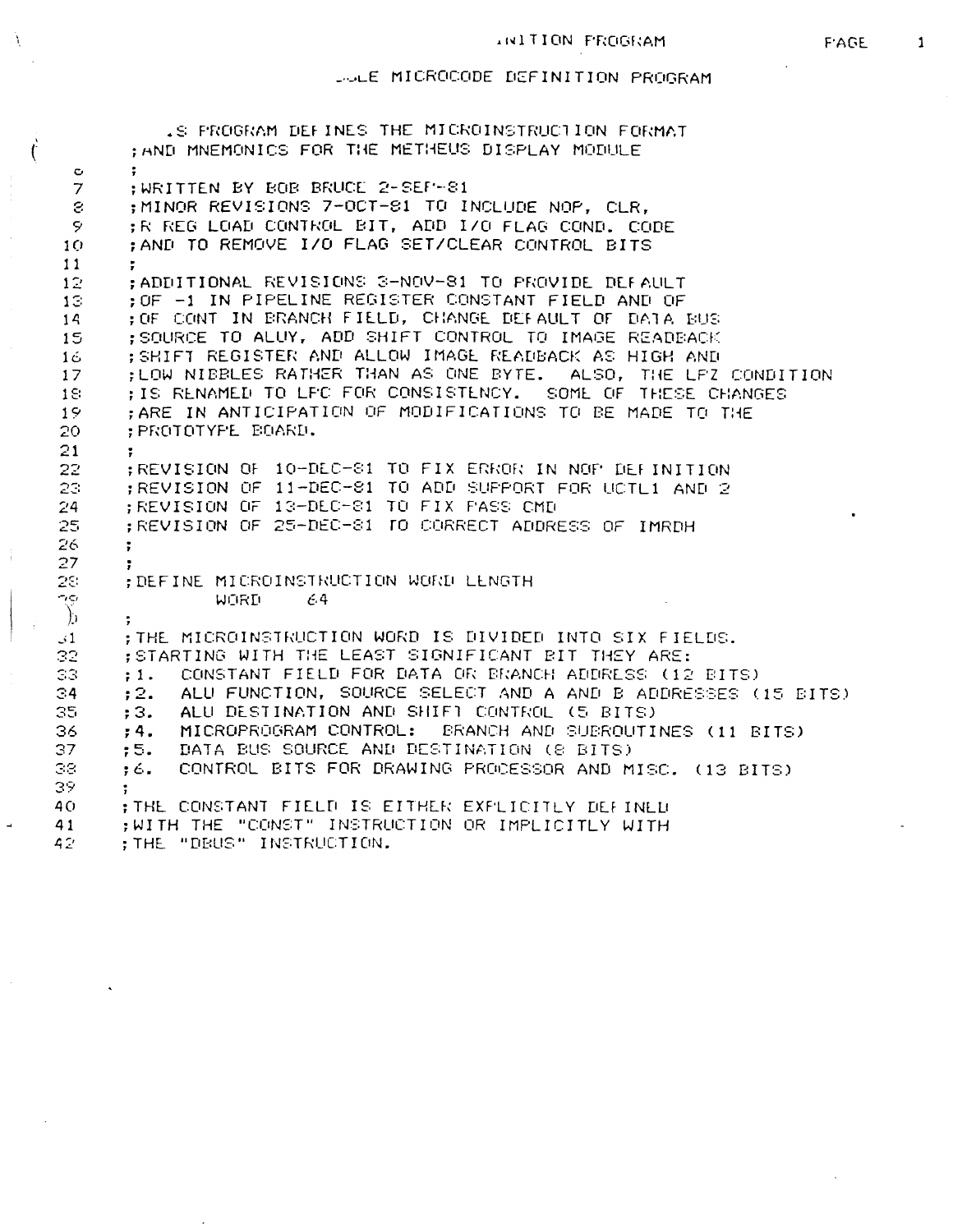# ...NITION PROGRAM

## ...LE MICROCODE DEFINITION PROGRAM

```
        .S PROGRAM DEFINES THE MICROINSTRUCTION FORMAT
        ;AND MNEMONICS FOR THE METHEUS DISPLAY MODULE
 6      ;
 7      ;WRITTEN BY BOB BRUCE 2-SEP-81
 8      ;MINOR REVISIONS 7-OCT-81 TO INCLUDE NOP, CLR,
 9      ;R REG LOAD CONTROL BIT, ADD I/O FLAG COND. CODE
10      ;AND TO REMOVE I/O FLAG SET/CLEAR CONTROL BITS
11      ;
12      ;ADDITIONAL REVISIONS 3-NOV-81 TO PROVIDE DEFAULT
13      ;OF -1 IN PIPELINE REGISTER CONSTANT FIELD AND OF
14      ;OF CONT IN BRANCH FIELD, CHANGE DEFAULT OF DATA BUS
15      ;SOURCE TO ALUY, ADD SHIFT CONTROL TO IMAGE READBACK
16      ;SHIFT REGISTER AND ALLOW IMAGE READBACK AS HIGH AND
17      ;LOW NIBBLES RATHER THAN AS ONE BYTE.  ALSO, THE LPZ CONDITION
18      ;IS RENAMED TO LPC FOR CONSISTENCY.  SOME OF THESE CHANGES
19      ;ARE IN ANTICIPATION OF MODIFICATIONS TO BE MADE TO THE
20      ;PROTOTYPE BOARD.
21      ;
22      ;REVISION OF 10-DEC-81 TO FIX ERROR IN NOP DEFINITION
23      ;REVISION OF 11-DEC-81 TO ADD SUPPORT FOR UCTL1 AND 2
24      ;REVISION OF 13-DEC-81 TO FIX PASS CMD
25      ;REVISION OF 25-DEC-81 TO CORRECT ADDRESS OF IMRDH
26      ;
27      ;
28      ;DEFINE MICROINSTRUCTION WORD LENGTH
29              WORD    64
30      ;
31      ;THE MICROINSTRUCTION WORD IS DIVIDED INTO SIX FIELDS.
32      ;STARTING WITH THE LEAST SIGNIFICANT BIT THEY ARE:
33      ;1.  CONSTANT FIELD FOR DATA OR BRANCH ADDRESS (12 BITS)
34      ;2.  ALU FUNCTION, SOURCE SELECT AND A AND B ADDRESSES (15 BITS)
35      ;3.  ALU DESTINATION AND SHIFT CONTROL (5 BITS)
36      ;4.  MICROPROGRAM CONTROL:  BRANCH AND SUBROUTINES (11 BITS)
37      ;5.  DATA BUS SOURCE AND DESTINATION (8 BITS)
38      ;6.  CONTROL BITS FOR DRAWING PROCESSOR AND MISC. (13 BITS)
39      ;
40      ;THE CONSTANT FIELD IS EITHER EXPLICITLY DEFINED
41      ;WITH THE "CONST" INSTRUCTION OR IMPLICITLY WITH
42      ;THE "DBUS" INSTRUCTION.
```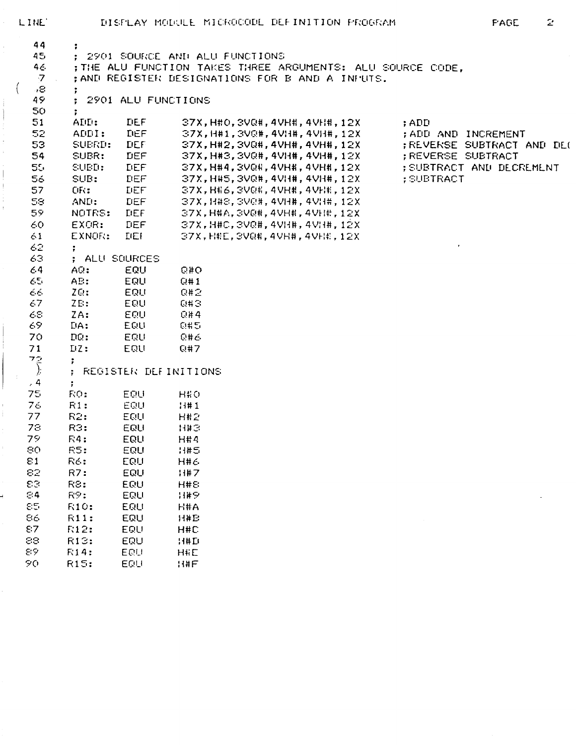```
LINE        DISPLAY MODULE MICROCODE DEFINITION PROGRAM

  44      ;
  45      ; 2901 SOURCE AND ALU FUNCTIONS
  46      ;THE ALU FUNCTION TAKES THREE ARGUMENTS: ALU SOURCE CODE,
  47      ;AND REGISTER DESIGNATIONS FOR B AND A INPUTS.
  48      ;
  49      ; 2901 ALU FUNCTIONS
  50      ;
  51      ADD:     DEF      37X,H#0,3VQ#,4VH#,4VH#,12X      ;ADD
  52      ADDI:    DEF      37X,H#1,3VQ#,4VH#,4VH#,12X      ;ADD AND INCREMENT
  53      SUBRD:   DEF      37X,H#2,3VQ#,4VH#,4VH#,12X      ;REVERSE SUBTRACT AND DE(
  54      SUBR:    DEF      37X,H#3,3VQ#,4VH#,4VH#,12X      ;REVERSE SUBTRACT
  55      SUBD:    DEF      37X,H#4,3VQ#,4VH#,4VH#,12X      ;SUBTRACT AND DECREMENT
  56      SUB:     DEF      37X,H#5,3VQ#,4VH#,4VH#,12X      ;SUBTRACT
  57      OR:      DEF      37X,H#6,3VQ#,4VH#,4VH#,12X
  58      AND:     DEF      37X,H#8,3VQ#,4VH#,4VH#,12X
  59      NOTRS:   DEF      37X,H#A,3VQ#,4VH#,4VH#,12X
  60      EXOR:    DEF      37X,H#C,3VQ#,4VH#,4VH#,12X
  61      EXNOR:   DEF      37X,H#E,3VQ#,4VH#,4VH#,12X
  62      ;
  63      ; ALU SOURCES
  64      AQ:      EQU      Q#0
  65      AB:      EQU      Q#1
  66      ZQ:      EQU      Q#2
  67      ZB:      EQU      Q#3
  68      ZA:      EQU      Q#4
  69      DA:      EQU      Q#5
  70      DQ:      EQU      Q#6
  71      DZ:      EQU      Q#7
  72      ;
  73      ; REGISTER DEFINITIONS
  74      ;
  75      R0:      EQU      H#0
  76      R1:      EQU      H#1
  77      R2:      EQU      H#2
  78      R3:      EQU      H#3
  79      R4:      EQU      H#4
  80      R5:      EQU      H#5
  81      R6:      EQU      H#6
  82      R7:      EQU      H#7
  83      R8:      EQU      H#8
  84      R9:      EQU      H#9
  85      R10:     EQU      H#A
  86      R11:     EQU      H#B
  87      R12:     EQU      H#C
  88      R13:     EQU      H#D
  89      R14:     EQU      H#E
  90      R15:     EQU      H#F
```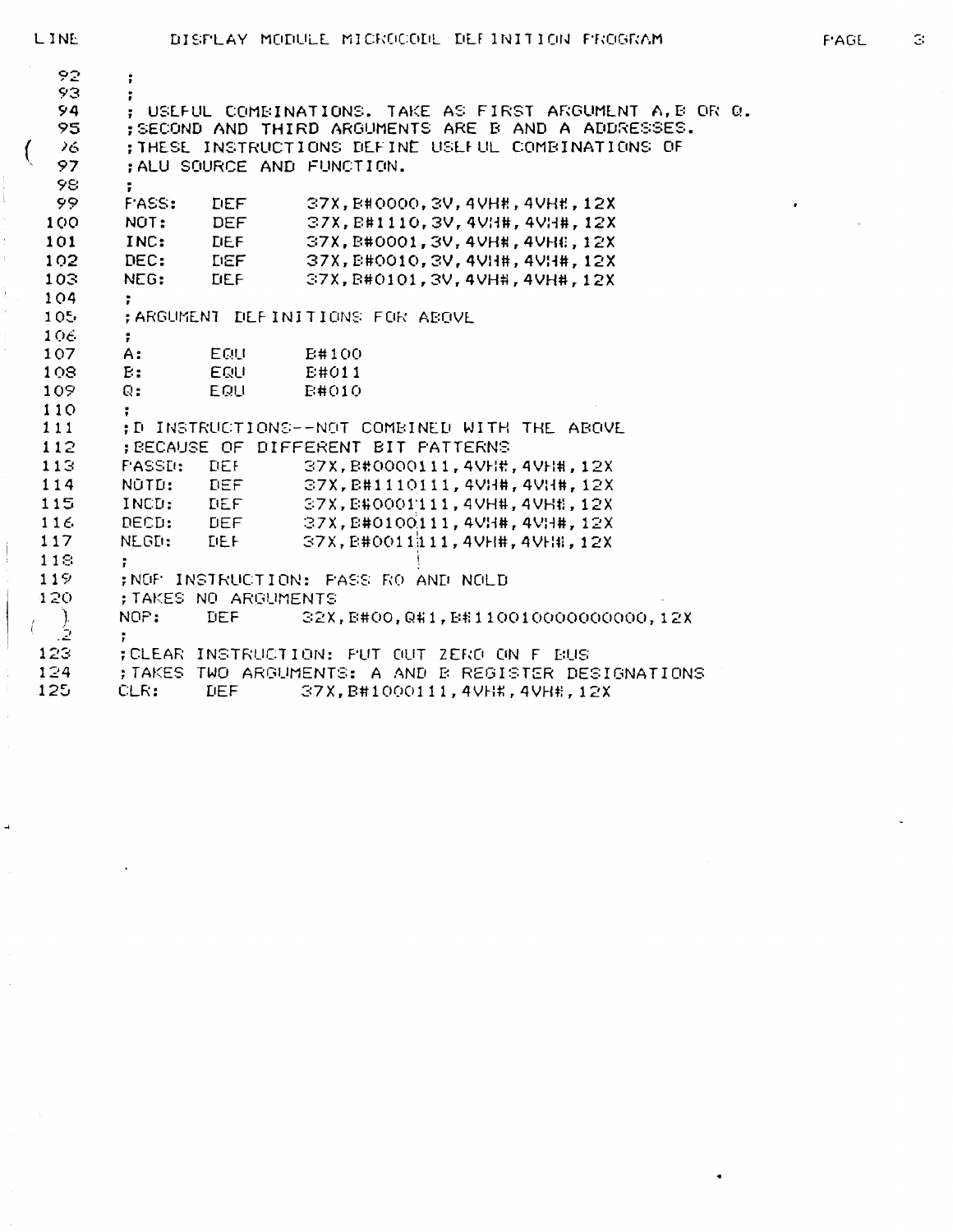```
LINE        DISPLAY MODULE MICROCODE DEFINITION PROGRAM

  92      ;
  93      ;
  94      ; USEFUL COMBINATIONS. TAKE AS FIRST ARGUMENT A,B OR Q.
  95      ;SECOND AND THIRD ARGUMENTS ARE B AND A ADDRESSES.
  96      ;THESE INSTRUCTIONS DEFINE USEFUL COMBINATIONS OF
  97      ;ALU SOURCE AND FUNCTION.
  98      ;
  99      PASS:    DEF      37X,B#0000,3V,4VH#,4VH#,12X
 100      NOT:     DEF      37X,B#1110,3V,4VH#,4VH#,12X
 101      INC:     DEF      37X,B#0001,3V,4VH#,4VH#,12X
 102      DEC:     DEF      37X,B#0010,3V,4VH#,4VH#,12X
 103      NEG:     DEF      37X,B#0101,3V,4VH#,4VH#,12X
 104      ;
 105      ;ARGUMENT DEFINITIONS FOR ABOVE
 106      ;
 107      A:       EQU      B#100
 108      B:       EQU      B#011
 109      Q:       EQU      B#010
 110      ;
 111      ;D INSTRUCTIONS--NOT COMBINED WITH THE ABOVE
 112      ;BECAUSE OF DIFFERENT BIT PATTERNS
 113      PASSD:   DEF      37X,B#0000111,4VH#,4VH#,12X
 114      NOTD:    DEF      37X,B#1110111,4VH#,4VH#,12X
 115      INCD:    DEF      37X,B#0001111,4VH#,4VH#,12X
 116      DECD:    DEF      37X,B#0100111,4VH#,4VH#,12X
 117      NEGD:    DEF      37X,B#0011111,4VH#,4VH#,12X
 118      ;
 119      ;NOP INSTRUCTION: PASS RO AND NOLD
 120      ;TAKES NO ARGUMENTS
 121      NOP:     DEF      32X,B#00,Q#1,B#11001000000000,12X
 122      ;
 123      ;CLEAR INSTRUCTION: PUT OUT ZERO ON F BUS
 124      ;TAKES TWO ARGUMENTS: A AND B REGISTER DESIGNATIONS
 125      CLR:     DEF      37X,B#1000111,4VH#,4VH#,12X
```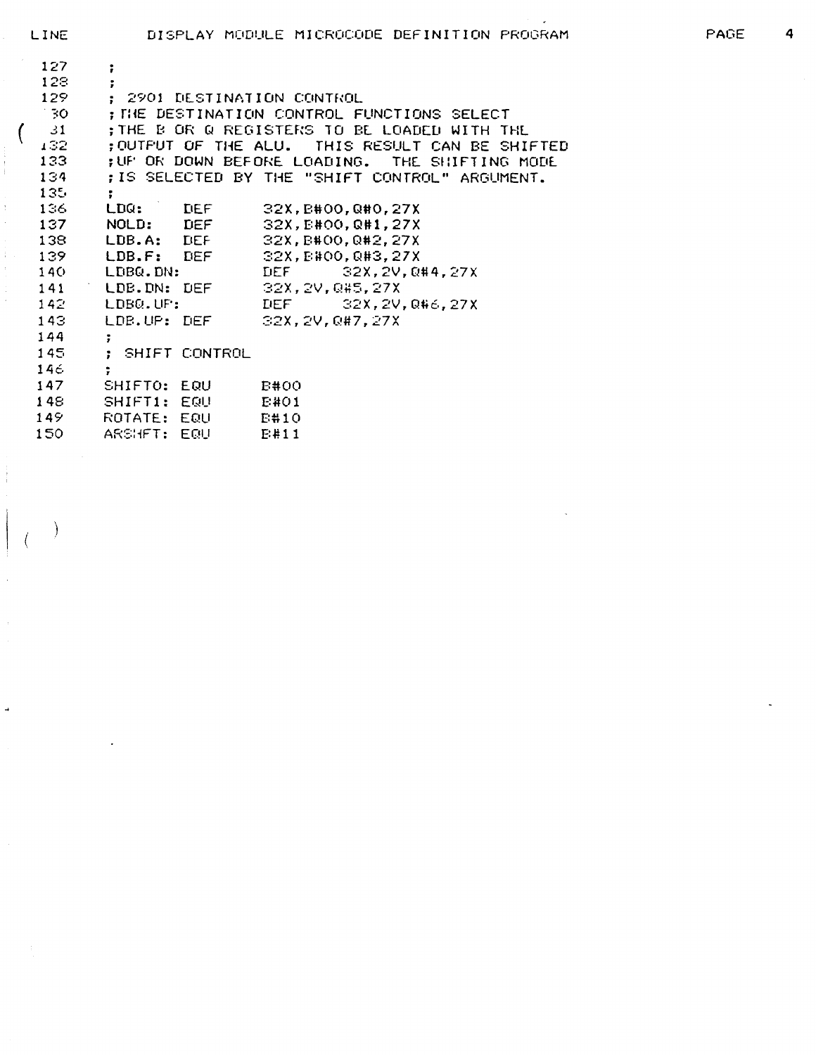```
LINE        DISPLAY MODULE MICROCODE DEFINITION PROGRAM

 127     ;
 128     ;
 129     ; 2901 DESTINATION CONTROL
 130     ;THE DESTINATION CONTROL FUNCTIONS SELECT
 131     ;THE B OR Q REGISTERS TO BE LOADED WITH THE
 132     ;OUTPUT OF THE ALU.  THIS RESULT CAN BE SHIFTED
 133     ;UP OR DOWN BEFORE LOADING.  THE SHIFTING MODE
 134     ;IS SELECTED BY THE "SHIFT CONTROL" ARGUMENT.
 135     ;
 136     LDQ:     DEF      32X,B#00,Q#0,27X
 137     NOLD:    DEF      32X,B#00,Q#1,27X
 138     LDB.A:   DEF      32X,B#00,Q#2,27X
 139     LDB.F:   DEF      32X,B#00,Q#3,27X
 140     LDBQ.DN:          DEF      32X,2V,Q#4,27X
 141     LDB.DN: DEF       32X,2V,Q#5,27X
 142     LDBQ.UP:          DEF      32X,2V,Q#6,27X
 143     LDB.UP: DEF       32X,2V,Q#7,27X
 144     ;
 145     ; SHIFT CONTROL
 146     ;
 147     SHIFT0: EQU      B#00
 148     SHIFT1: EQU      B#01
 149     ROTATE: EQU      B#10
 150     ARSHFT: EQU      B#11
```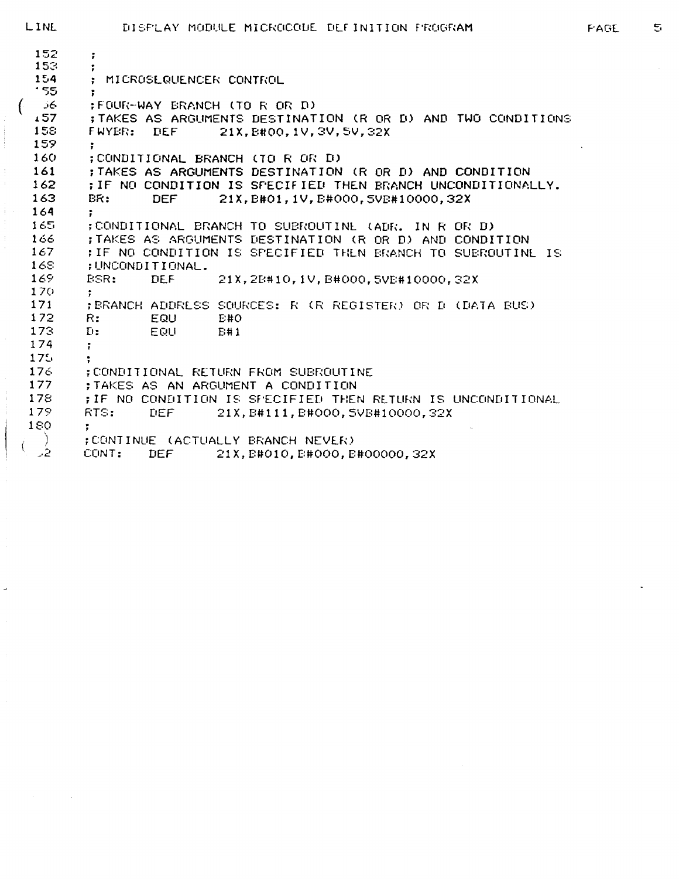```
152     ;
153     ;
154     ; MICROSEQUENCER CONTROL
155     ;
156     ;FOUR-WAY BRANCH (TO R OR D)
157     ;TAKES AS ARGUMENTS DESTINATION (R OR D) AND TWO CONDITIONS
158     FWYBR:  DEF     21X,B#00,1V,3V,5V,32X
159     ;
160     ;CONDITIONAL BRANCH (TO R OR D)
161     ;TAKES AS ARGUMENTS DESTINATION (R OR D) AND CONDITION
162     ;IF NO CONDITION IS SPECIFIED THEN BRANCH UNCONDITIONALLY.
163     BR:     DEF     21X,B#01,1V,B#000,5VB#10000,32X
164     ;
165     ;CONDITIONAL BRANCH TO SUBROUTINE (ADR. IN R OR D)
166     ;TAKES AS ARGUMENTS DESTINATION (R OR D) AND CONDITION
167     ;IF NO CONDITION IS SPECIFIED THEN BRANCH TO SUBROUTINE IS
168     ;UNCONDITIONAL.
169     BSR:    DEF     21X,2B#10,1V,B#000,5VB#10000,32X
170     ;
171     ;BRANCH ADDRESS SOURCES: R (R REGISTER) OR D (DATA BUS)
172     R:      EQU     B#0
173     D:      EQU     B#1
174     ;
175     ;
176     ;CONDITIONAL RETURN FROM SUBROUTINE
177     ;TAKES AS AN ARGUMENT A CONDITION
178     ;IF NO CONDITION IS SPECIFIED THEN RETURN IS UNCONDITIONAL
179     RTS:    DEF     21X,B#111,B#000,5VB#10000,32X
180     ;
181     ;CONTINUE (ACTUALLY BRANCH NEVER)
182     CONT:   DEF     21X,B#010,B#000,B#00000,32X
```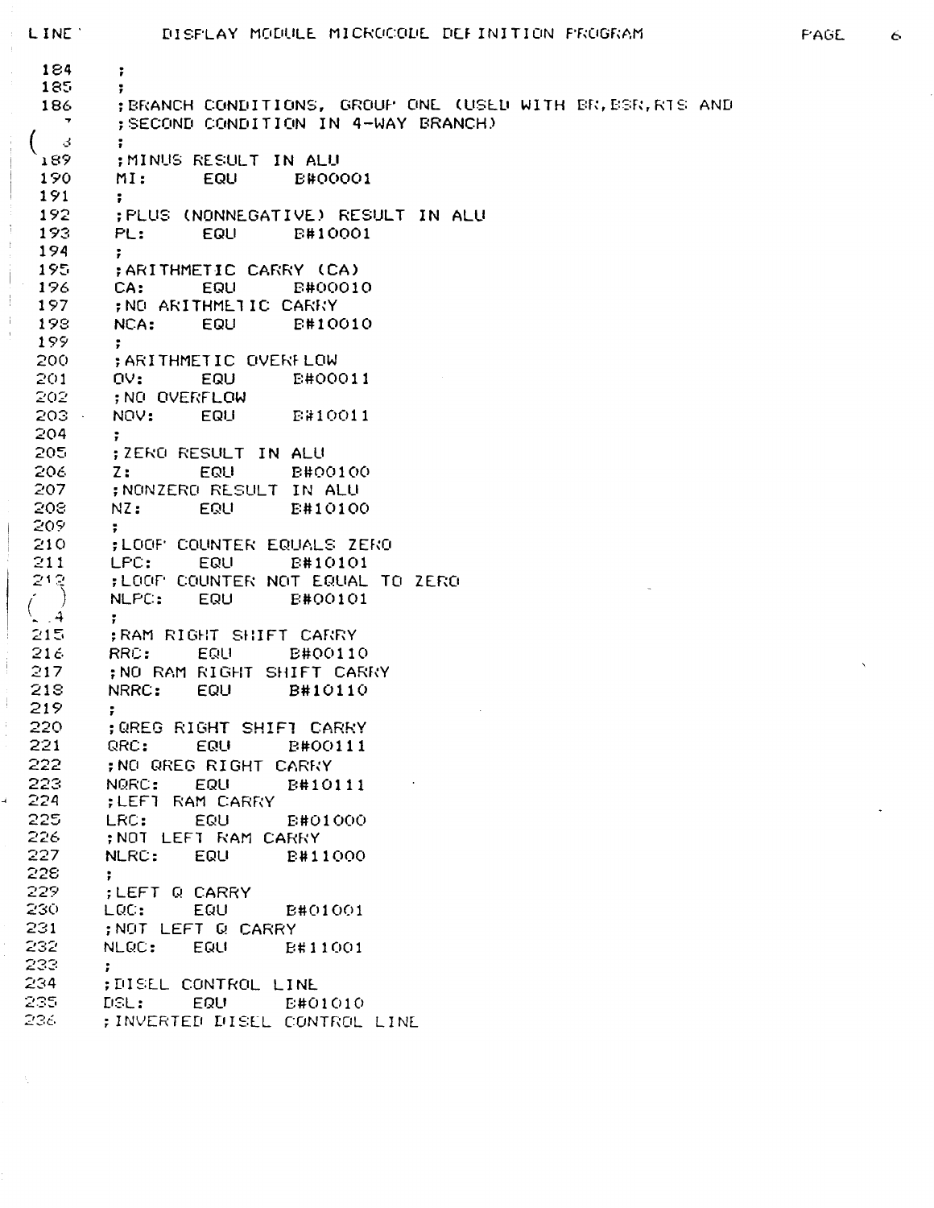```
 184    ;
 185    ;
 186    ;BRANCH CONDITIONS, GROUP ONE (USED WITH BR,BSR,RTS AND
 187    ;SECOND CONDITION IN 4-WAY BRANCH)
 188    ;
 189    ;MINUS RESULT IN ALU
 190    MI:     EQU     B#00001
 191    ;
 192    ;PLUS (NONNEGATIVE) RESULT IN ALU
 193    PL:     EQU     B#10001
 194    ;
 195    ;ARITHMETIC CARRY (CA)
 196    CA:     EQU     B#00010
 197    ;NO ARITHMETIC CARRY
 198    NCA:    EQU     B#10010
 199    ;
 200    ;ARITHMETIC OVERFLOW
 201    OV:     EQU     B#00011
 202    ;NO OVERFLOW
 203    NOV:    EQU     B#10011
 204    ;
 205    ;ZERO RESULT IN ALU
 206    Z:      EQU     B#00100
 207    ;NONZERO RESULT IN ALU
 208    NZ:     EQU     B#10100
 209    ;
 210    ;LOOP COUNTER EQUALS ZERO
 211    LPC:    EQU     B#10101
 212    ;LOOP COUNTER NOT EQUAL TO ZERO
 213    NLPC:   EQU     B#00101
 214    ;
 215    ;RAM RIGHT SHIFT CARRY
 216    RRC:    EQU     B#00110
 217    ;NO RAM RIGHT SHIFT CARRY
 218    NRRC:   EQU     B#10110
 219    ;
 220    ;QREG RIGHT SHIFT CARRY
 221    QRC:    EQU     B#00111
 222    ;NO QREG RIGHT CARRY
 223    NQRC:   EQU     B#10111
 224    ;LEFT RAM CARRY
 225    LRC:    EQU     B#01000
 226    ;NOT LEFT RAM CARRY
 227    NLRC:   EQU     B#11000
 228    ;
 229    ;LEFT Q CARRY
 230    LQC:    EQU     B#01001
 231    ;NOT LEFT Q CARRY
 232    NLQC:   EQU     B#11001
 233    ;
 234    ;DISEL CONTROL LINE
 235    DSL:    EQU     B#01010
 236    ;INVERTED DISEL CONTROL LINE
```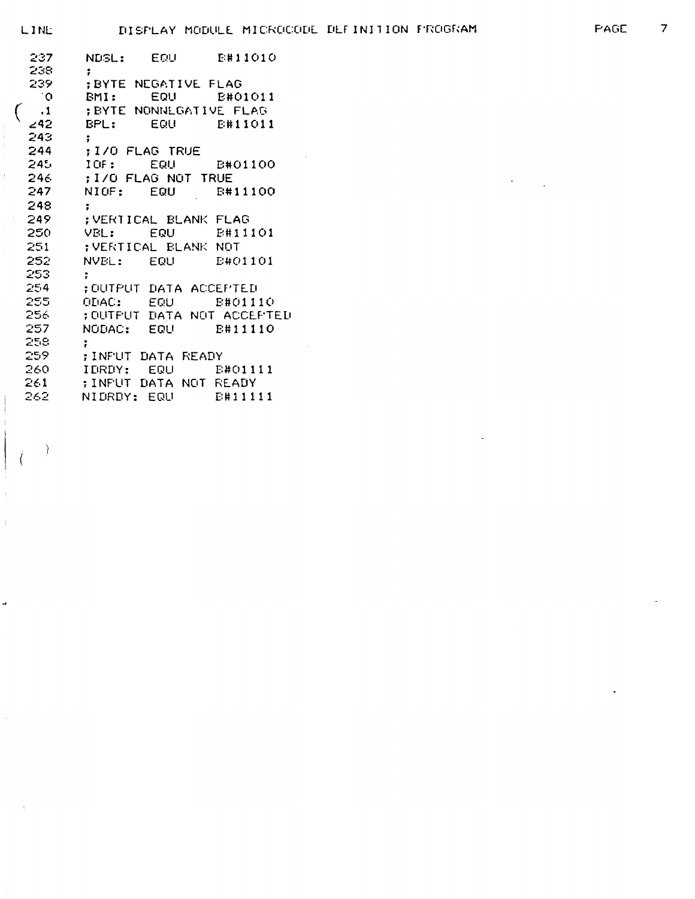```
LINE        DISPLAY MODULE MICROCODE DEFINITION PROGRAM

 237     NDSL:    EQU     B#11010
 238     ;
 239     ;BYTE NEGATIVE FLAG
 240     BMI:     EQU     B#01011
 241     ;BYTE NONNEGATIVE FLAG
 242     BPL:     EQU     B#11011
 243     ;
 244     ;I/O FLAG TRUE
 245     IOF:     EQU     B#01100
 246     ;I/O FLAG NOT TRUE
 247     NIOF:    EQU     B#11100
 248     ;
 249     ;VERTICAL BLANK FLAG
 250     VBL:     EQU     B#11101
 251     ;VERTICAL BLANK NOT
 252     NVBL:    EQU     B#01101
 253     ;
 254     ;OUTPUT DATA ACCEPTED
 255     ODAC:    EQU     B#01110
 256     ;OUTPUT DATA NOT ACCEPTED
 257     NODAC:   EQU     B#11110
 258     ;
 259     ;INPUT DATA READY
 260     IDRDY:   EQU     B#01111
 261     ;INPUT DATA NOT READY
 262     NIDRDY:  EQU     B#11111
```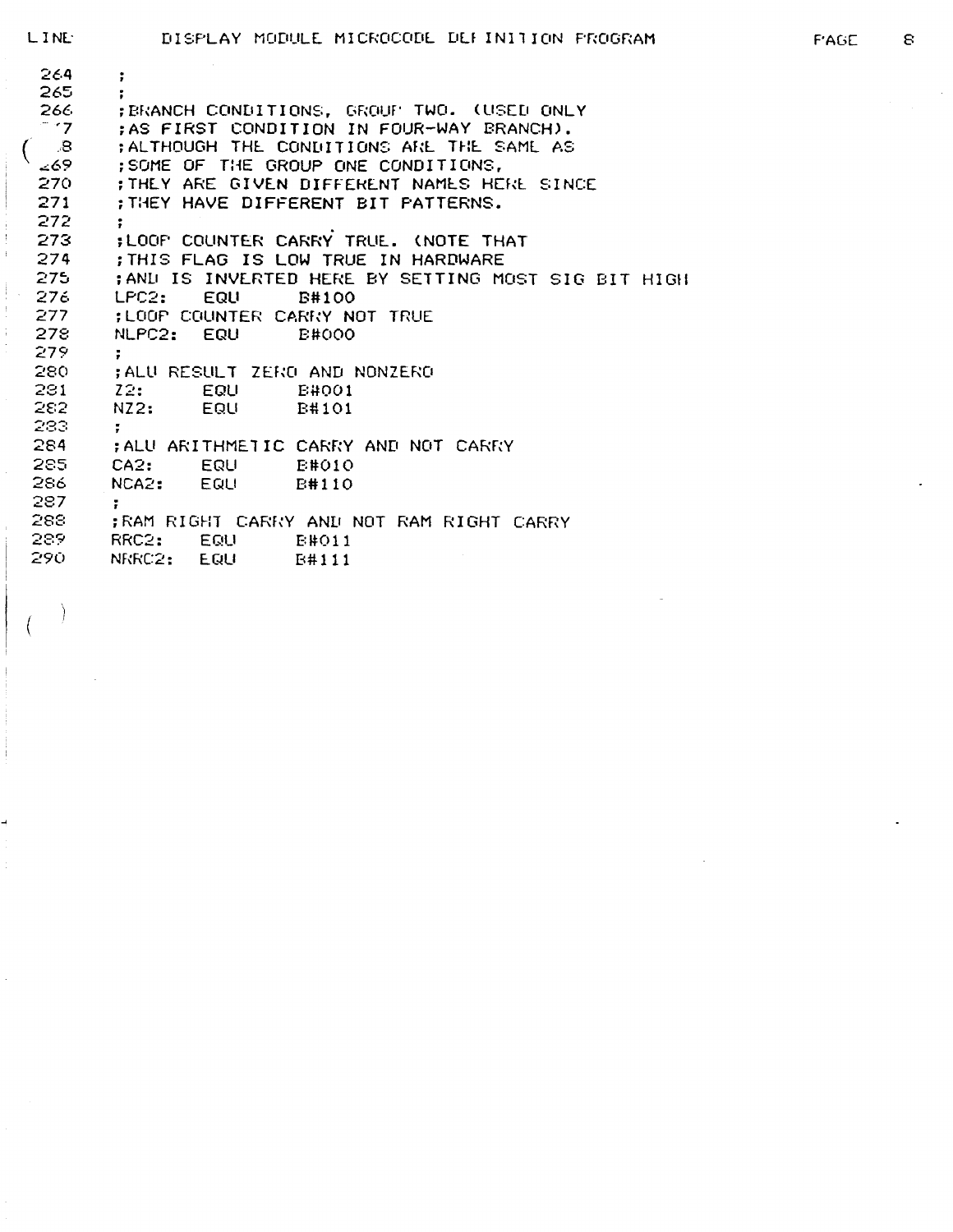```
264     ;
265     ;
266     ;BRANCH CONDITIONS, GROUP TWO. (USED ONLY
267     ;AS FIRST CONDITION IN FOUR-WAY BRANCH).
268     ;ALTHOUGH THE CONDITIONS ARE THE SAME AS
269     ;SOME OF THE GROUP ONE CONDITIONS,
270     ;THEY ARE GIVEN DIFFERENT NAMES HERE SINCE
271     ;THEY HAVE DIFFERENT BIT PATTERNS.
272     ;
273     ;LOOP COUNTER CARRY TRUE. (NOTE THAT
274     ;THIS FLAG IS LOW TRUE IN HARDWARE
275     ;AND IS INVERTED HERE BY SETTING MOST SIG BIT HIGH
276     LPC2:   EQU     B#100
277     ;LOOP COUNTER CARRY NOT TRUE
278     NLPC2:  EQU     B#000
279     ;
280     ;ALU RESULT ZERO AND NONZERO
281     Z2:     EQU     B#001
282     NZ2:    EQU     B#101
283     ;
284     ;ALU ARITHMETIC CARRY AND NOT CARRY
285     CA2:    EQU     B#010
286     NCA2:   EQU     B#110
287     ;
288     ;RAM RIGHT CARRY AND NOT RAM RIGHT CARRY
289     RRC2:   EQU     B#011
290     NRRC2:  EQU     B#111
```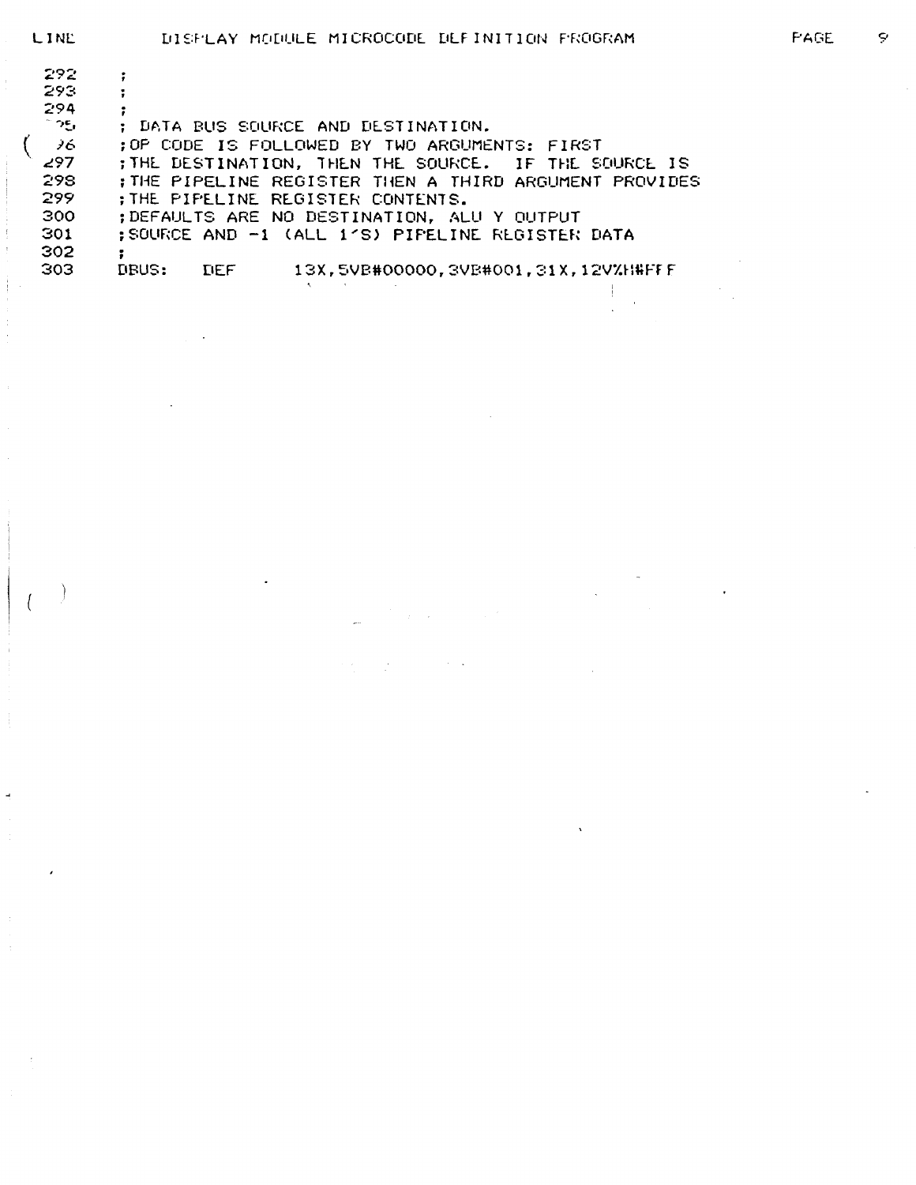```
292     ;
293     ;
294     ;
295     ; DATA BUS SOURCE AND DESTINATION.
296     ;OP CODE IS FOLLOWED BY TWO ARGUMENTS: FIRST
297     ;THE DESTINATION, THEN THE SOURCE.  IF THE SOURCE IS
298     ;THE PIPELINE REGISTER THEN A THIRD ARGUMENT PROVIDES
299     ;THE PIPELINE REGISTER CONTENTS.
300     ;DEFAULTS ARE NO DESTINATION, ALU Y OUTPUT
301     ;SOURCE AND -1 (ALL 1'S) PIPELINE REGISTER DATA
302     ;
303     DBUS:   DEF     13X,5VB#00000,3VB#001,31X,12V%H#FFF
```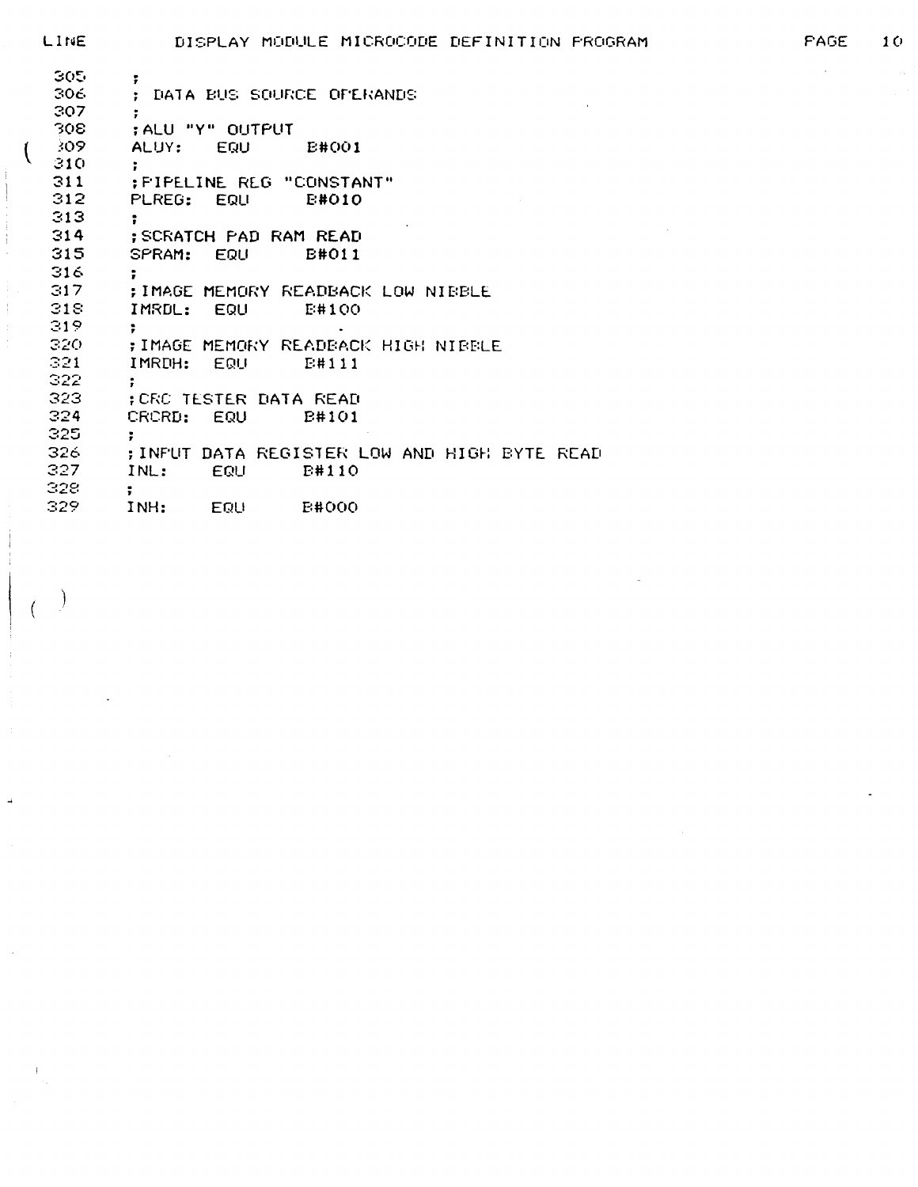```
305     ;
306     ; DATA BUS SOURCE OPERANDS
307     ;
308     ;ALU "Y" OUTPUT
309     ALUY:   EQU     B#001
310     ;
311     ;PIPELINE REG "CONSTANT"
312     PLREG:  EQU     B#010
313     ;
314     ;SCRATCH PAD RAM READ
315     SPRAM:  EQU     B#011
316     ;
317     ;IMAGE MEMORY READBACK LOW NIBBLE
318     IMRDL:  EQU     B#100
319     ;
320     ;IMAGE MEMORY READBACK HIGH NIBBLE
321     IMRDH:  EQU     B#111
322     ;
323     ;CRC TESTER DATA READ
324     CRCRD:  EQU     B#101
325     ;
326     ;INPUT DATA REGISTER LOW AND HIGH BYTE READ
327     INL:    EQU     B#110
328     ;
329     INH:    EQU     B#000
```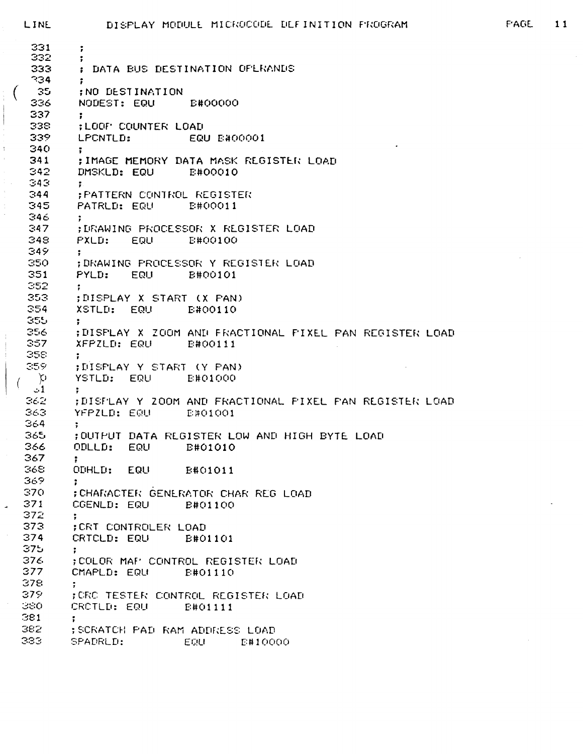LINE DISPLAY MODULE MICROCODE DEFINITION PROGRAM

```
331      ;
332      ;
333      ; DATA BUS DESTINATION OPERANDS
334      ;
335      ;NO DESTINATION
336      NODEST: EQU      B#00000
337      ;
338      ;LOOP COUNTER LOAD
339      LPCNTLD:         EQU B#00001
340      ;
341      ;IMAGE MEMORY DATA MASK REGISTER LOAD
342      DMSKLD: EQU      B#00010
343      ;
344      ;PATTERN CONTROL REGISTER
345      PATRLD: EQU      B#00011
346      ;
347      ;DRAWING PROCESSOR X REGISTER LOAD
348      PXLD:   EQU      B#00100
349      ;
350      ;DRAWING PROCESSOR Y REGISTER LOAD
351      PYLD:   EQU      B#00101
352      ;
353      ;DISPLAY X START (X PAN)
354      XSTLD:  EQU      B#00110
355      ;
356      ;DISPLAY X ZOOM AND FRACTIONAL PIXEL PAN REGISTER LOAD
357      XFPZLD: EQU      B#00111
358      ;
359      ;DISPLAY Y START (Y PAN)
360      YSTLD:  EQU      B#01000
361      ;
362      ;DISPLAY Y ZOOM AND FRACTIONAL PIXEL PAN REGISTER LOAD
363      YFPZLD: EQU      B#01001
364      ;
365      ;OUTPUT DATA REGISTER LOW AND HIGH BYTE LOAD
366      ODLLD:  EQU      B#01010
367      ;
368      ODHLD:  EQU      B#01011
369      ;
370      ;CHARACTER GENERATOR CHAR REG LOAD
371      CGENLD: EQU      B#01100
372      ;
373      ;CRT CONTROLER LOAD
374      CRTCLD: EQU      B#01101
375      ;
376      ;COLOR MAP CONTROL REGISTER LOAD
377      CMAPLD: EQU      B#01110
378      ;
379      ;CRC TESTER CONTROL REGISTER LOAD
380      CRCTLD: EQU      B#01111
381      ;
382      ;SCRATCH PAD RAM ADDRESS LOAD
383      SPADRLD:         EQU      B#10000
```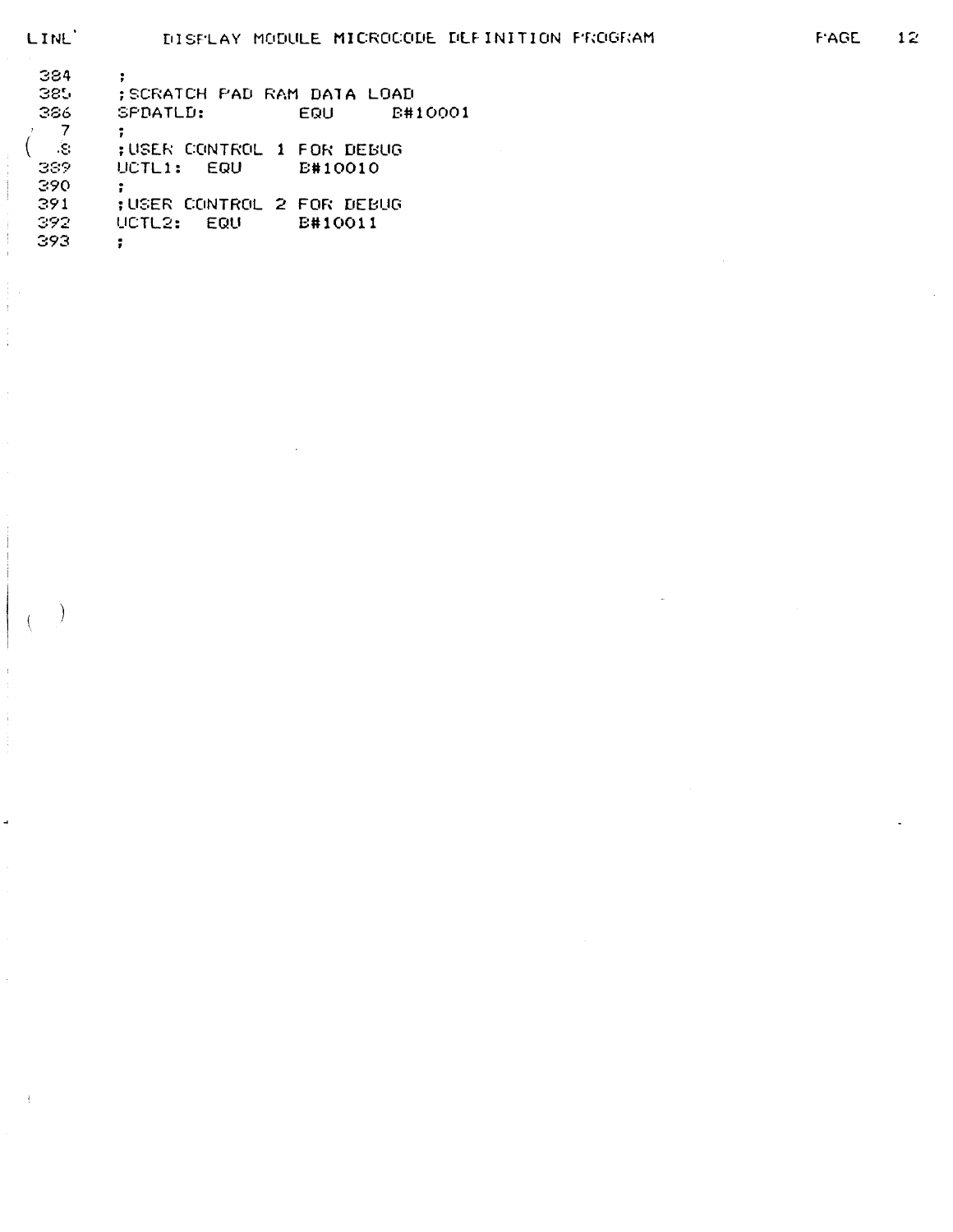```
 384     ;
 385     ;SCRATCH PAD RAM DATA LOAD
 386     SPDATLD:         EQU     B#10001
 387     ;
 388     ;USER CONTROL 1 FOR DEBUG
 389     UCTL1:   EQU      B#10010
 390     ;
 391     ;USER CONTROL 2 FOR DEBUG
 392     UCTL2:   EQU      B#10011
 393     ;
```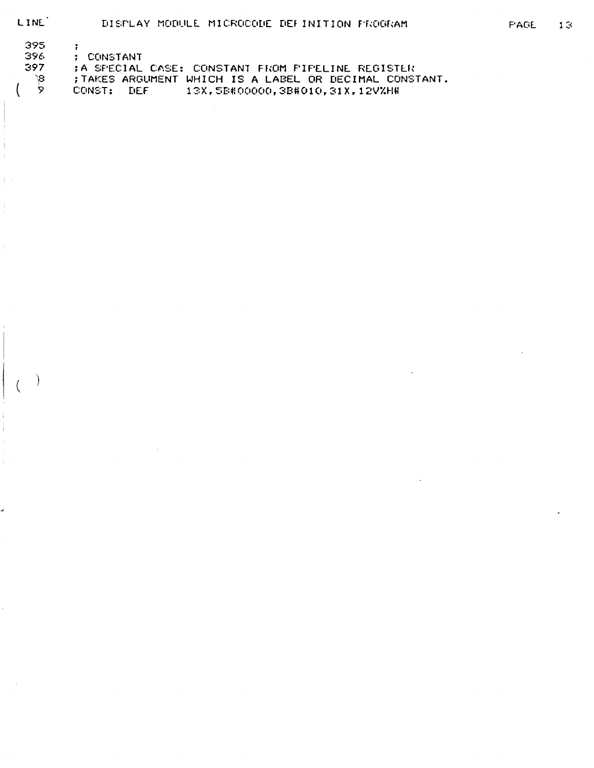```
 395     ;
 396     ; CONSTANT
 397     ;A SPECIAL CASE: CONSTANT FROM PIPELINE REGISTER
  98     ;TAKES ARGUMENT WHICH IS A LABEL OR DECIMAL CONSTANT.
  99     CONST:  DEF      13X,5B#00000,3B#010,31X,12V%H#
```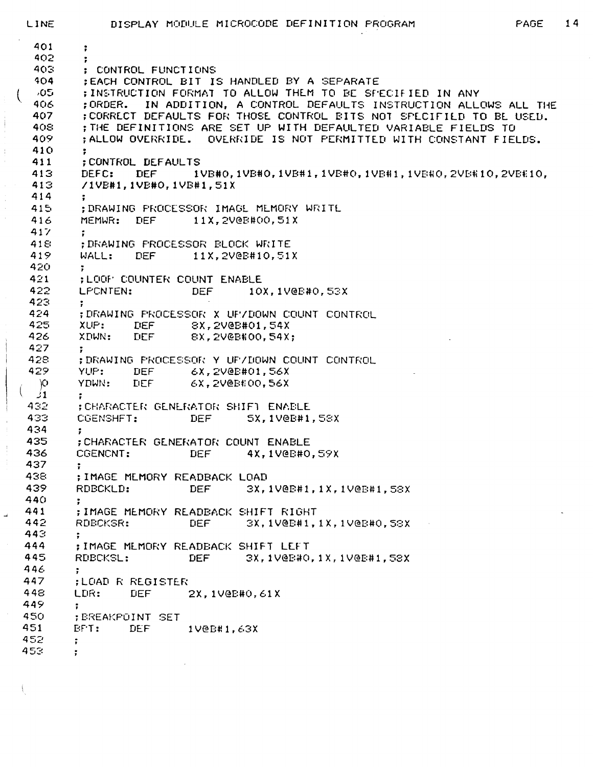```
LINE          DISPLAY MODULE MICROCODE DEFINITION PROGRAM

 401     ;
 402     ;
 403     ; CONTROL FUNCTIONS
 404     ;EACH CONTROL BIT IS HANDLED BY A SEPARATE
 405     ;INSTRUCTION FORMAT TO ALLOW THEM TO BE SPECIFIED IN ANY
 406     ;ORDER.  IN ADDITION, A CONTROL DEFAULTS INSTRUCTION ALLOWS ALL THE
 407     ;CORRECT DEFAULTS FOR THOSE CONTROL BITS NOT SPECIFIED TO BE USED.
 408     ;THE DEFINITIONS ARE SET UP WITH DEFAULTED VARIABLE FIELDS TO
 409     ;ALLOW OVERRIDE.  OVERRIDE IS NOT PERMITTED WITH CONSTANT FIELDS.
 410     ;
 411     ;CONTROL DEFAULTS
 413     DEFC:   DEF      1VB#0,1VB#0,1VB#1,1VB#0,1VB#1,1VB#0,2VB#10,2VB#10,
 413     /1VB#1,1VB#0,1VB#1,51X
 414     ;
 415     ;DRAWING PROCESSOR IMAGE MEMORY WRITE
 416     MEMWR:  DEF      11X,2V@B#00,51X
 417     ;
 418     ;DRAWING PROCESSOR BLOCK WRITE
 419     WALL:   DEF      11X,2V@B#10,51X
 420     ;
 421     ;LOOP COUNTER COUNT ENABLE
 422     LPCNTEN:         DEF      10X,1V@B#0,53X
 423     ;
 424     ;DRAWING PROCESSOR X UP/DOWN COUNT CONTROL
 425     XUP:    DEF      8X,2V@B#01,54X
 426     XDWN:   DEF      8X,2V@B#00,54X;
 427     ;
 428     ;DRAWING PROCESSOR Y UP/DOWN COUNT CONTROL
 429     YUP:    DEF      6X,2V@B#01,56X
 430     YDWN:   DEF      6X,2V@B#00,56X
 431     ;
 432     ;CHARACTER GENERATOR SHIFT ENABLE
 433     CGENSHFT:        DEF      5X,1V@B#1,58X
 434     ;
 435     ;CHARACTER GENERATOR COUNT ENABLE
 436     CGENCNT:         DEF      4X,1V@B#0,59X
 437     ;
 438     ;IMAGE MEMORY READBACK LOAD
 439     RDBCKLD:         DEF      3X,1V@B#1,1X,1V@B#1,58X
 440     ;
 441     ;IMAGE MEMORY READBACK SHIFT RIGHT
 442     RDBCKSR:         DEF      3X,1V@B#1,1X,1V@B#0,58X
 443     ;
 444     ;IMAGE MEMORY READBACK SHIFT LEFT
 445     RDBCKSL:         DEF      3X,1V@B#0,1X,1V@B#1,58X
 446     ;
 447     ;LOAD R REGISTER
 448     LDR:    DEF      2X,1V@B#0,61X
 449     ;
 450     ;BREAKPOINT SET
 451     BPT:    DEF      1V@B#1,63X
 452     ;
 453     ;
```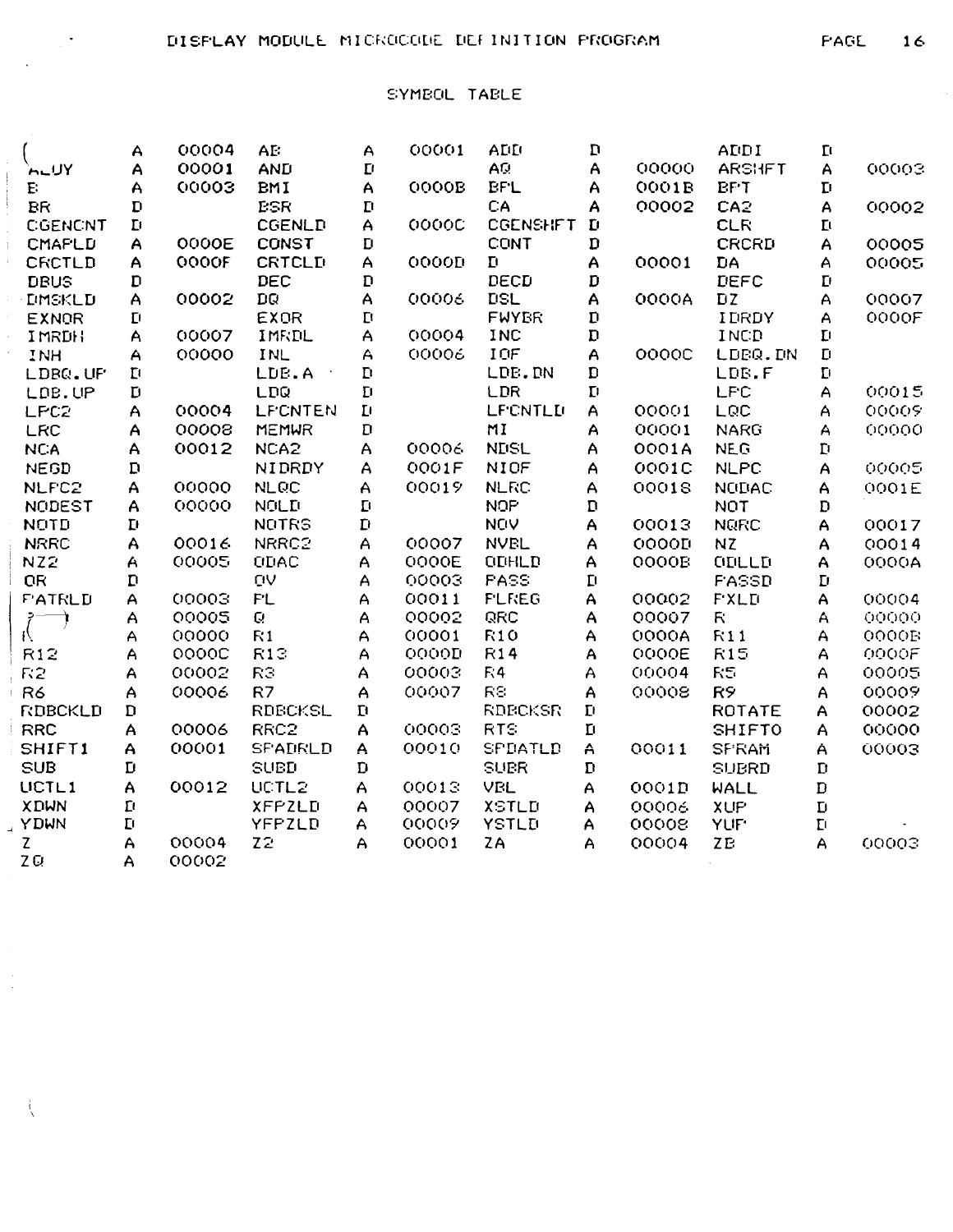# DISPLAY MODULE MICROCODE DEFINITION PROGRAM

## SYMBOL TABLE

| | | | | | | | | | | | |
|---|---|---|---|---|---|---|---|---|---|---|---|
| ( | A | 00004 | AB | A | 00001 | ADD | D | | ADDI | D | |
| ALUY | A | 00001 | AND | D | | AQ | A | 00000 | ARSHFT | A | 00003 |
| B | A | 00003 | BMI | A | 0000B | BPL | A | 0001B | BPT | D | |
| BR | D | | BSR | D | | CA | A | 00002 | CA2 | A | 00002 |
| CGENCNT | D | | CGENLD | A | 0000C | CGENSHFT | D | | CLR | D | |
| CMAPLD | A | 0000E | CONST | D | | CONT | D | | CRCRD | A | 00005 |
| CRCTLD | A | 0000F | CRTCLD | A | 0000D | D | A | 00001 | DA | A | 00005 |
| DBUS | D | | DEC | D | | DECD | D | | DEFC | D | |
| DMSKLD | A | 00002 | DQ | A | 00006 | DSL | A | 0000A | DZ | A | 00007 |
| EXNOR | D | | EXOR | D | | FWYBR | D | | IDRDY | A | 0000F |
| IMRDH | A | 00007 | IMRDL | A | 00004 | INC | D | | INCD | D | |
| INH | A | 00000 | INL | A | 00006 | IOF | A | 0000C | LDBQ.DN | D | |
| LDBQ.UP | D | | LDB.A | D | | LDB.DN | D | | LDB.F | D | |
| LDB.UP | D | | LDQ | D | | LDR | D | | LPC | A | 00015 |
| LPC2 | A | 00004 | LPCNTEN | D | | LPCNTLD | A | 00001 | LQC | A | 00009 |
| LRC | A | 00008 | MEMWR | D | | MI | A | 00001 | NARG | A | 00000 |
| NCA | A | 00012 | NCA2 | A | 00006 | NDSL | A | 0001A | NEG | D | |
| NEGD | D | | NIDRDY | A | 0001F | NIOF | A | 0001C | NLPC | A | 00005 |
| NLPC2 | A | 00000 | NLQC | A | 00019 | NLRC | A | 00018 | NODAC | A | 0001E |
| NODEST | A | 00000 | NOLD | D | | NOP | D | | NOT | D | |
| NOTD | D | | NOTRS | D | | NOV | A | 00013 | NQRC | A | 00017 |
| NRRC | A | 00016 | NRRC2 | A | 00007 | NVBL | A | 0000D | NZ | A | 00014 |
| NZ2 | A | 00005 | ODAC | A | 0000E | ODHLD | A | 0000B | ODLLD | A | 0000A |
| OR | D | | OV | A | 00003 | PASS | D | | PASSD | D | |
| PATRLD | A | 00003 | PL | A | 00011 | PLREG | A | 00002 | PXLD | A | 00004 |
| ? | A | 00005 | Q | A | 00002 | QRC | A | 00007 | R | A | 00000 |
| R | A | 00000 | R1 | A | 00001 | R10 | A | 0000A | R11 | A | 0000B |
| R12 | A | 0000C | R13 | A | 0000D | R14 | A | 0000E | R15 | A | 0000F |
| R2 | A | 00002 | R3 | A | 00003 | R4 | A | 00004 | R5 | A | 00005 |
| R6 | A | 00006 | R7 | A | 00007 | R8 | A | 00008 | R9 | A | 00009 |
| RDBCKLD | D | | RDBCKSL | D | | RDBCKSR | D | | ROTATE | A | 00002 |
| RRC | A | 00006 | RRC2 | A | 00003 | RTS | D | | SHIFT0 | A | 00000 |
| SHIFT1 | A | 00001 | SPADRLD | A | 00010 | SPDATLD | A | 00011 | SPRAM | A | 00003 |
| SUB | D | | SUBD | D | | SUBR | D | | SUBRD | D | |
| UCTL1 | A | 00012 | UCTL2 | A | 00013 | VBL | A | 0001D | WALL | D | |
| XDWN | D | | XFPZLD | A | 00007 | XSTLD | A | 00006 | XUP | D | |
| YDWN | D | | YFPZLD | A | 00009 | YSTLD | A | 00008 | YUP | D | |
| Z | A | 00004 | Z2 | A | 00001 | ZA | A | 00004 | ZB | A | 00003 |
| ZQ | A | 00002 | | | | | | | | | |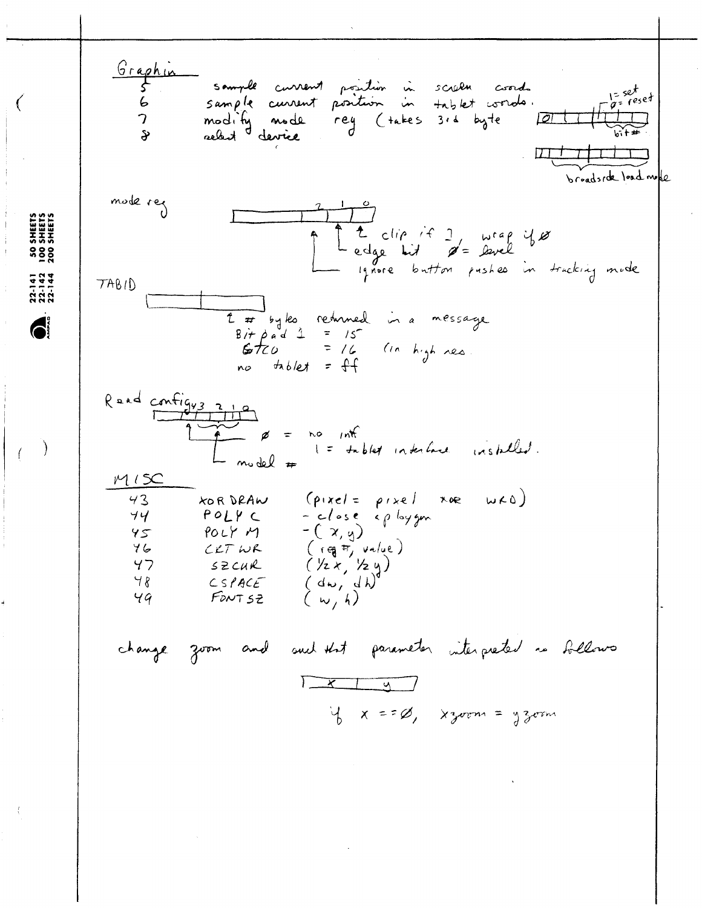## Graphin

5 sample current position in screen coords.
6 sample current position in tablet coords.
7 modify mode reg (takes 3rd byte
8 select device

(1 = set, ∅ = reset, bit #)

(broadside load mode)

mode reg

2 1 0

- 0 — clip if 1, wrap if ∅
- 1 — edge bit ∅ = level
- 2 — ignore button pushes in tracking mode

TABID

- 2 # bytes returned in a message
  - Bit pad 1 = 15
  - GTCO = 16 (in high res
  - no tablet = ff

Read config

3 2 1 0

- 0 — ∅ = no intf, 1 = tablet interface installed.
- 3 2 1 — model #

## MISC

| | | |
|---|---|---|
| 43 | XOR DRAW | (pixel = pixel xor WRD) |
| 44 | POLY C | - close a polygon |
| 45 | POLY M | - (x, y) |
| 46 | CRT WR | (reg #, value) |
| 47 | SZCUR | (½x, ½y) |
| 48 | CSPACE | (dw, dh) |
| 49 | FONT SZ | (w, h) |

change zoom and such that parameter interpreted as follows

| x | y |
|---|---|

if x == ∅, xzoom = yzoom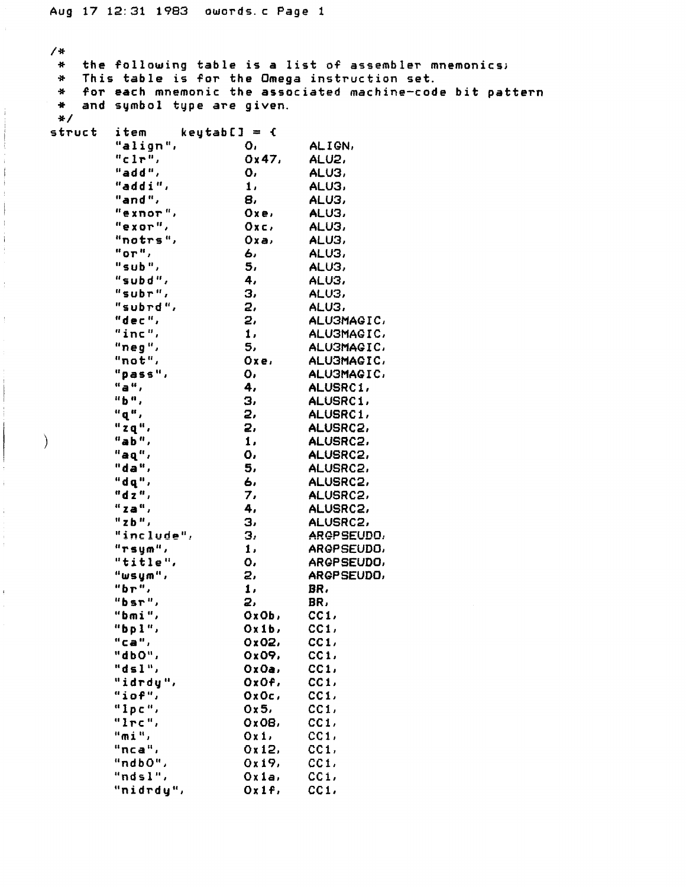```
/*
 *  the following table is a list of assembler mnemonics;
 *  This table is for the Omega instruction set.
 *  for each mnemonic the associated machine-code bit pattern
 *  and symbol type are given.
 */
struct  item    keytab[] = {
        "align",        0,      ALIGN,
        "clr",          0x47,   ALU2,
        "add",          0,      ALU3,
        "addi",         1,      ALU3,
        "and",          8,      ALU3,
        "exnor",        0xe,    ALU3,
        "exor",         0xc,    ALU3,
        "notrs",        0xa,    ALU3,
        "or",           6,      ALU3,
        "sub",          5,      ALU3,
        "subd",         4,      ALU3,
        "subr",         3,      ALU3,
        "subrd",        2,      ALU3,
        "dec",          2,      ALU3MAGIC,
        "inc",          1,      ALU3MAGIC,
        "neg",          5,      ALU3MAGIC,
        "not",          0xe,    ALU3MAGIC,
        "pass",         0,      ALU3MAGIC,
        "a",            4,      ALUSRC1,
        "b",            3,      ALUSRC1,
        "q",            2,      ALUSRC1,
        "zq",           2,      ALUSRC2,
        "ab",           1,      ALUSRC2,
        "aq",           0,      ALUSRC2,
        "da",           5,      ALUSRC2,
        "dq",           6,      ALUSRC2,
        "dz",           7,      ALUSRC2,
        "za",           4,      ALUSRC2,
        "zb",           3,      ALUSRC2,
        "include",      3,      ARGPSEUDO,
        "rsym",         1,      ARGPSEUDO,
        "title",        0,      ARGPSEUDO,
        "wsym",         2,      ARGPSEUDO,
        "br",           1,      BR,
        "bsr",          2,      BR,
        "bmi",          0x0b,   CC1,
        "bpl",          0x1b,   CC1,
        "ca",           0x02,   CC1,
        "db0",          0x09,   CC1,
        "dsl",          0x0a,   CC1,
        "idrdy",        0x0f,   CC1,
        "iof",          0x0c,   CC1,
        "lpc",          0x5,    CC1,
        "lrc",          0x08,   CC1,
        "mi",           0x1,    CC1,
        "nca",          0x12,   CC1,
        "ndb0",         0x19,   CC1,
        "ndsl",         0x1a,   CC1,
        "nidrdy",       0x1f,   CC1,
```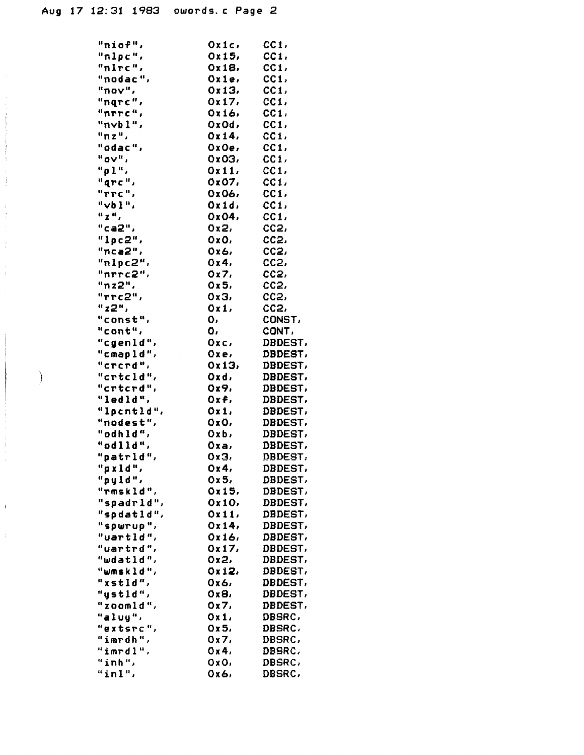```
	"niof",		0x1c,	CC1,
	"nlpc",		0x15,	CC1,
	"nlrc",		0x18,	CC1,
	"nodac",	0x1e,	CC1,
	"nov",		0x13,	CC1,
	"nqrc",		0x17,	CC1,
	"nrrc",		0x16,	CC1,
	"nvbl",		0x0d,	CC1,
	"nz",		0x14,	CC1,
	"odac",		0x0e,	CC1,
	"ov",		0x03,	CC1,
	"pl",		0x11,	CC1,
	"qrc",		0x07,	CC1,
	"rrc",		0x06,	CC1,
	"vbl",		0x1d,	CC1,
	"z",		0x04,	CC1,
	"ca2",		0x2,	CC2,
	"lpc2",		0x0,	CC2,
	"nca2",		0x6,	CC2,
	"nlpc2",	0x4,	CC2,
	"nrrc2",	0x7,	CC2,
	"nz2",		0x5,	CC2,
	"rrc2",		0x3,	CC2,
	"z2",		0x1,	CC2,
	"const",	0,	CONST,
	"cont",		0,	CONT,
	"cgenld",	0xc,	DBDEST,
	"cmapld",	0xe,	DBDEST,
	"crcrd",	0x13,	DBDEST,
	"crtcld",	0xd,	DBDEST,
	"crtcrd",	0x9,	DBDEST,
	"ledld",	0xf,	DBDEST,
	"lpcntld",	0x1,	DBDEST,
	"nodest",	0x0,	DBDEST,
	"odhld",	0xb,	DBDEST,
	"odlld",	0xa,	DBDEST,
	"patrld",	0x3,	DBDEST,
	"pxld",		0x4,	DBDEST,
	"pyld",		0x5,	DBDEST,
	"rmskld",	0x15,	DBDEST,
	"spadrld",	0x10,	DBDEST,
	"spdatld",	0x11,	DBDEST,
	"spwrup",	0x14,	DBDEST,
	"uartld",	0x16,	DBDEST,
	"uartrd",	0x17,	DBDEST,
	"wdatld",	0x2,	DBDEST,
	"wmskld",	0x12,	DBDEST,
	"xstld",	0x6,	DBDEST,
	"ystld",	0x8,	DBDEST,
	"zoomld",	0x7,	DBDEST,
	"aluy",		0x1,	DBSRC,
	"extsrc",	0x5,	DBSRC,
	"imrdh",	0x7,	DBSRC,
	"imrdl",	0x4,	DBSRC,
	"inh",		0x0,	DBSRC,
	"inl",		0x6,	DBSRC,
```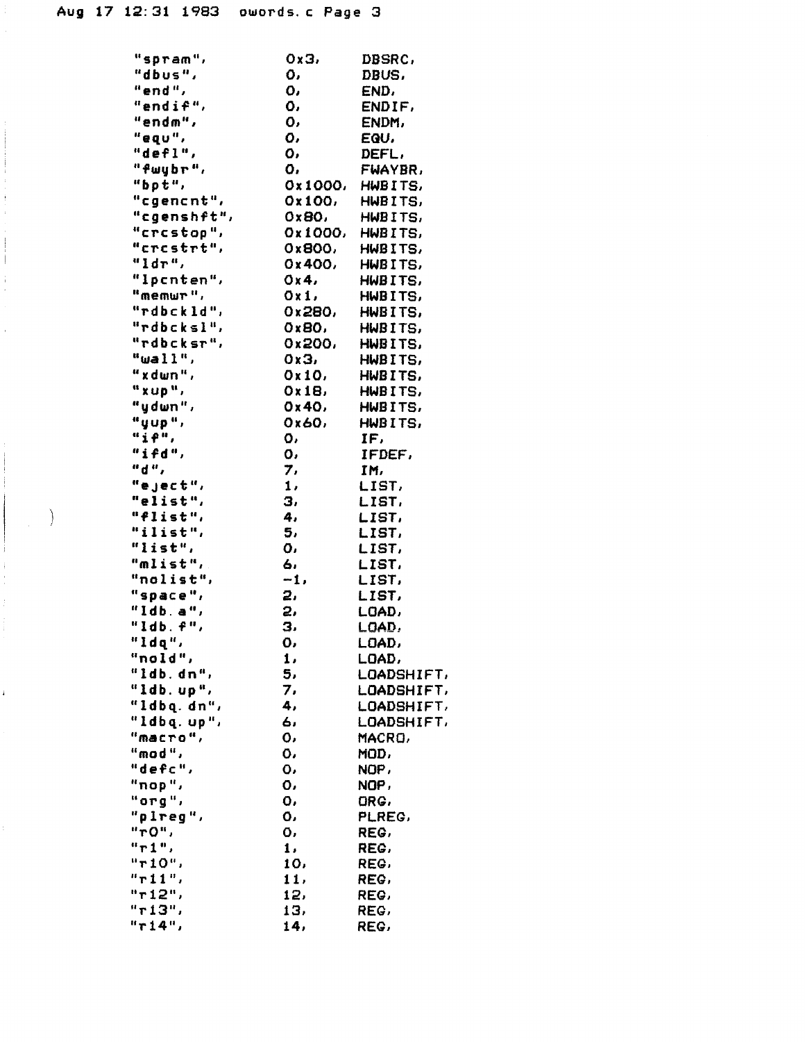```
	"spram",	0x3,	DBSRC,
	"dbus",		0,	DBUS,
	"end",		0,	END,
	"endif",	0,	ENDIF,
	"endm",		0,	ENDM,
	"equ",		0,	EQU,
	"defl",		0,	DEFL,
	"fwybr",	0,	FWAYBR,
	"bpt",		0x1000,	HWBITS,
	"cgencnt",	0x100,	HWBITS,
	"cgenshft",	0x80,	HWBITS,
	"crcstop",	0x1000,	HWBITS,
	"crcstrt",	0x800,	HWBITS,
	"ldr",		0x400,	HWBITS,
	"lpcnten",	0x4,	HWBITS,
	"memwr",	0x1,	HWBITS,
	"rdbckld",	0x280,	HWBITS,
	"rdbcksl",	0x80,	HWBITS,
	"rdbcksr",	0x200,	HWBITS,
	"wall",		0x3,	HWBITS,
	"xdwn",		0x10,	HWBITS,
	"xup",		0x18,	HWBITS,
	"ydwn",		0x40,	HWBITS,
	"yup",		0x60,	HWBITS,
	"if",		0,	IF,
	"ifd",		0,	IFDEF,
	"d",		7,	IM,
	"eject",	1,	LIST,
	"elist",	3,	LIST,
	"flist",	4,	LIST,
	"ilist",	5,	LIST,
	"list",		0,	LIST,
	"mlist",	6,	LIST,
	"nolist",	-1,	LIST,
	"space",	2,	LIST,
	"ldb.a",	2,	LOAD,
	"ldb.f",	3,	LOAD,
	"ldq",		0,	LOAD,
	"nold",		1,	LOAD,
	"ldb.dn",	5,	LOADSHIFT,
	"ldb.up",	7,	LOADSHIFT,
	"ldbq.dn",	4,	LOADSHIFT,
	"ldbq.up",	6,	LOADSHIFT,
	"macro",	0,	MACRO,
	"mod",		0,	MOD,
	"defc",		0,	NOP,
	"nop",		0,	NOP,
	"org",		0,	ORG,
	"plreg",	0,	PLREG,
	"r0",		0,	REG,
	"r1",		1,	REG,
	"r10",		10,	REG,
	"r11",		11,	REG,
	"r12",		12,	REG,
	"r13",		13,	REG,
	"r14",		14,	REG,
```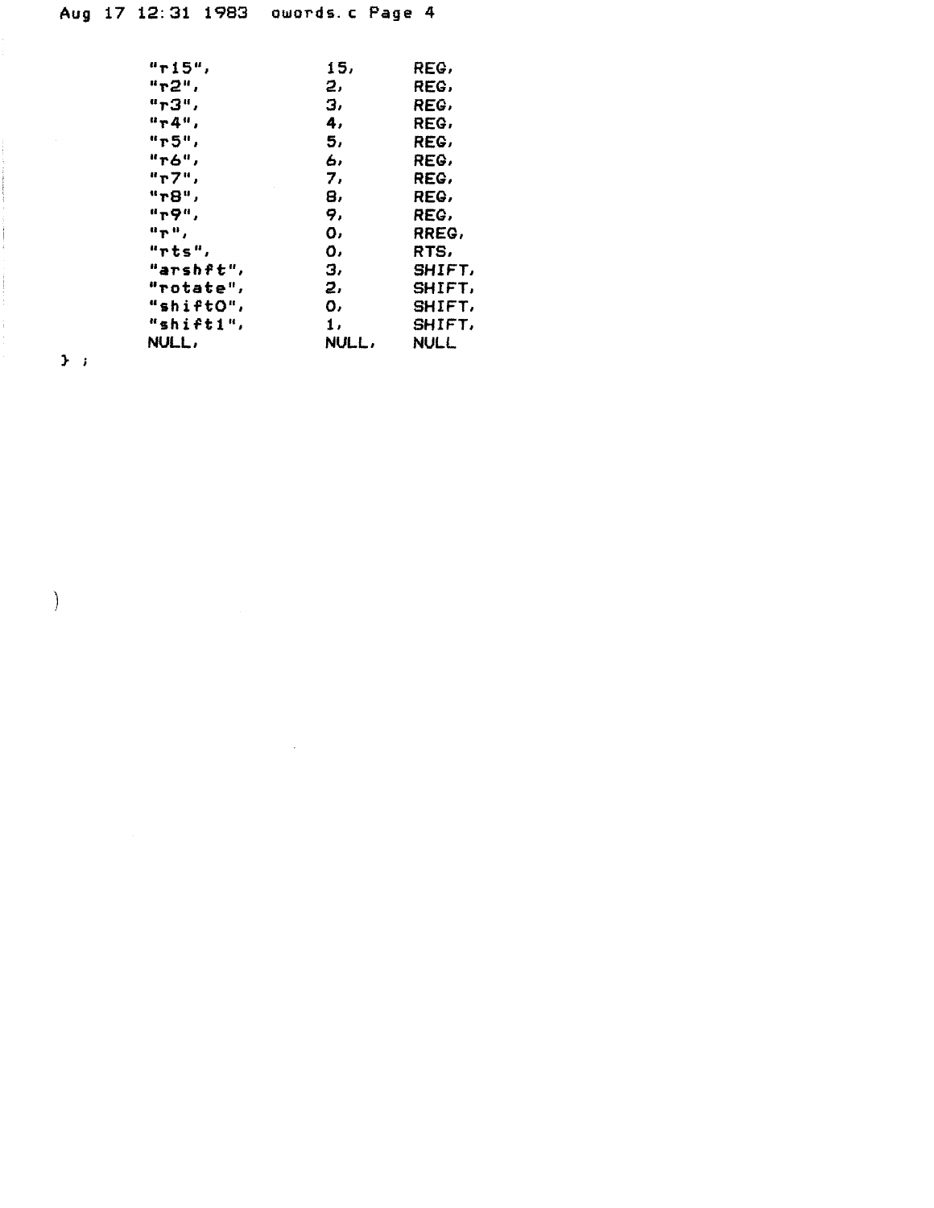```
	"r15",		15,	REG,
	"r2",		2,	REG,
	"r3",		3,	REG,
	"r4",		4,	REG,
	"r5",		5,	REG,
	"r6",		6,	REG,
	"r7",		7,	REG,
	"r8",		8,	REG,
	"r9",		9,	REG,
	"r",		0,	RREG,
	"rts",		0,	RTS,
	"arshft",	3,	SHIFT,
	"rotate",	2,	SHIFT,
	"shift0",	0,	SHIFT,
	"shift1",	1,	SHIFT,
	NULL,		NULL,	NULL
} ;
```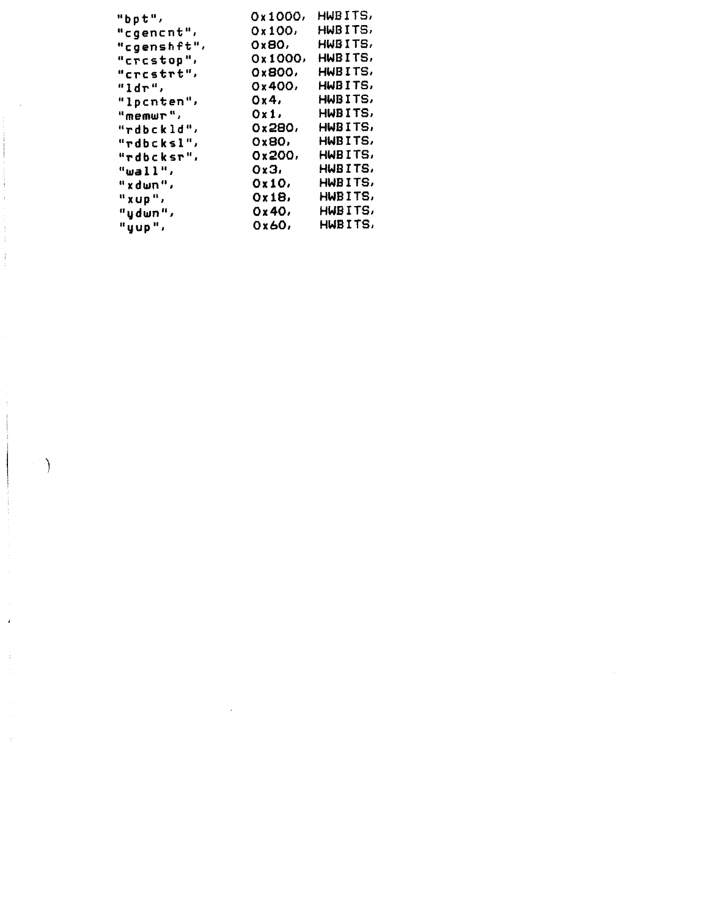```
"bpt",          0x1000, HWBITS,
"cgencnt",      0x100,  HWBITS,
"cgenshft",     0x80,   HWBITS,
"crcstop",      0x1000, HWBITS,
"crcstrt",      0x800,  HWBITS,
"ldr",          0x400,  HWBITS,
"lpcnten",      0x4,    HWBITS,
"memwr",        0x1,    HWBITS,
"rdbckld",      0x280,  HWBITS,
"rdbcksl",      0x80,   HWBITS,
"rdbcksr",      0x200,  HWBITS,
"wall",         0x3,    HWBITS,
"xdwn",         0x10,   HWBITS,
"xup",          0x18,   HWBITS,
"ydwn",         0x40,   HWBITS,
"yup",          0x60,   HWBITS,
```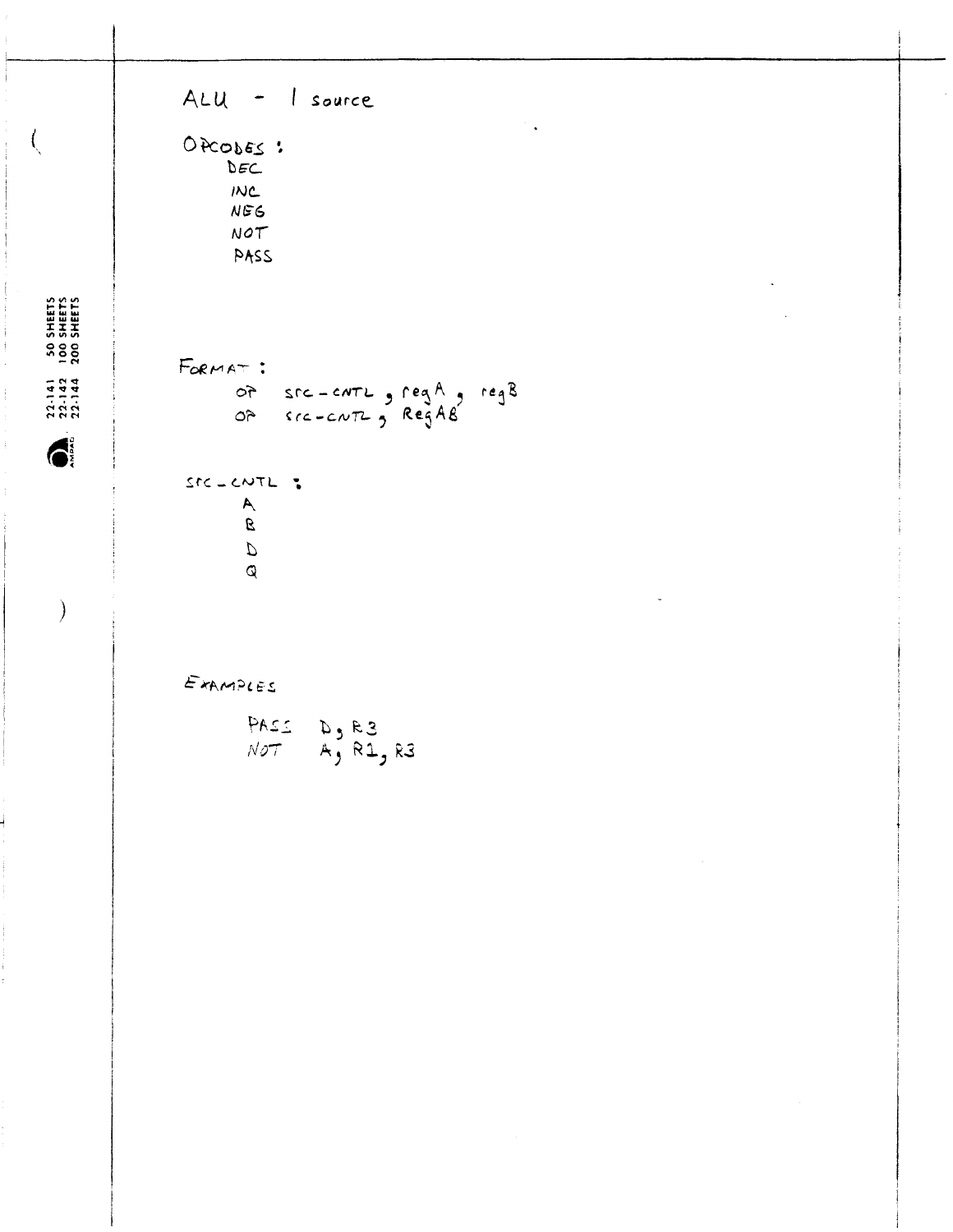# ALU - 1 source

**OPCODES:**

DEC
INC
NEG
NOT
PASS

**FORMAT:**

```
OP   src-cntl, regA, regB
OP   src-cntl, RegAB
```

**src-cntl:**

A
B
D
Q

**EXAMPLES**

```
PASS   D, R3
NOT    A, R1, R3
```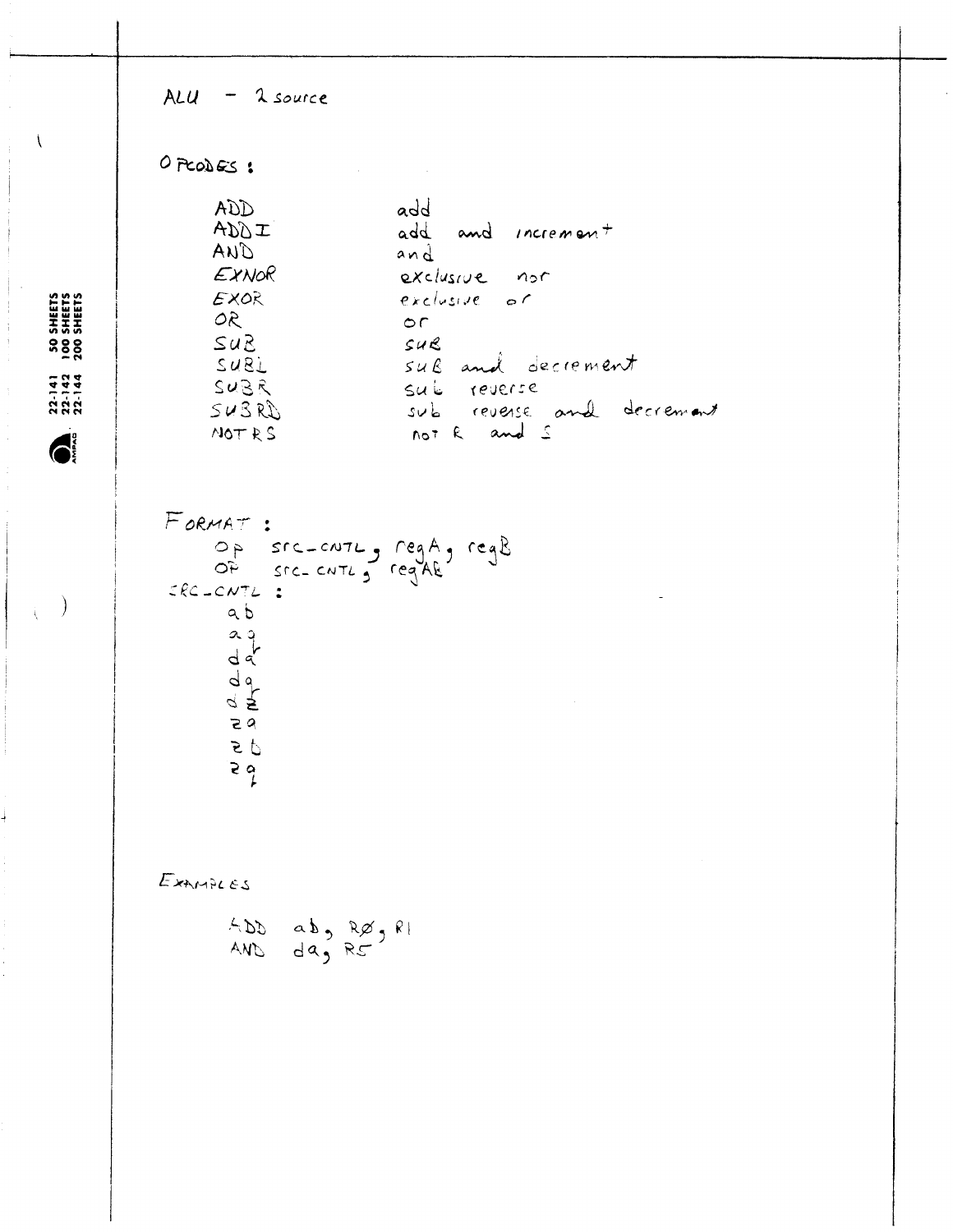# ALU - 2 source

## OPCODES :

| | |
|---|---|
| ADD | add |
| ADDI | add and increment |
| AND | and |
| EXNOR | exclusive nor |
| EXOR | exclusive or |
| OR | or |
| SUB | sub |
| SUBD | sub and decrement |
| SUBR | sub reverse |
| SUBRD | sub reverse and decrement |
| NOTRS | not R and S |

## FORMAT :

```
OP   src-CNTL, regA, regB
OP   src-CNTL, regAB
```

SRC-CNTL :

- ab
- ab
- da
- db
- dz
- za
- zb
- zb

## EXAMPLES

```
ADD  ab, RØ, R1
AND  da, R5
```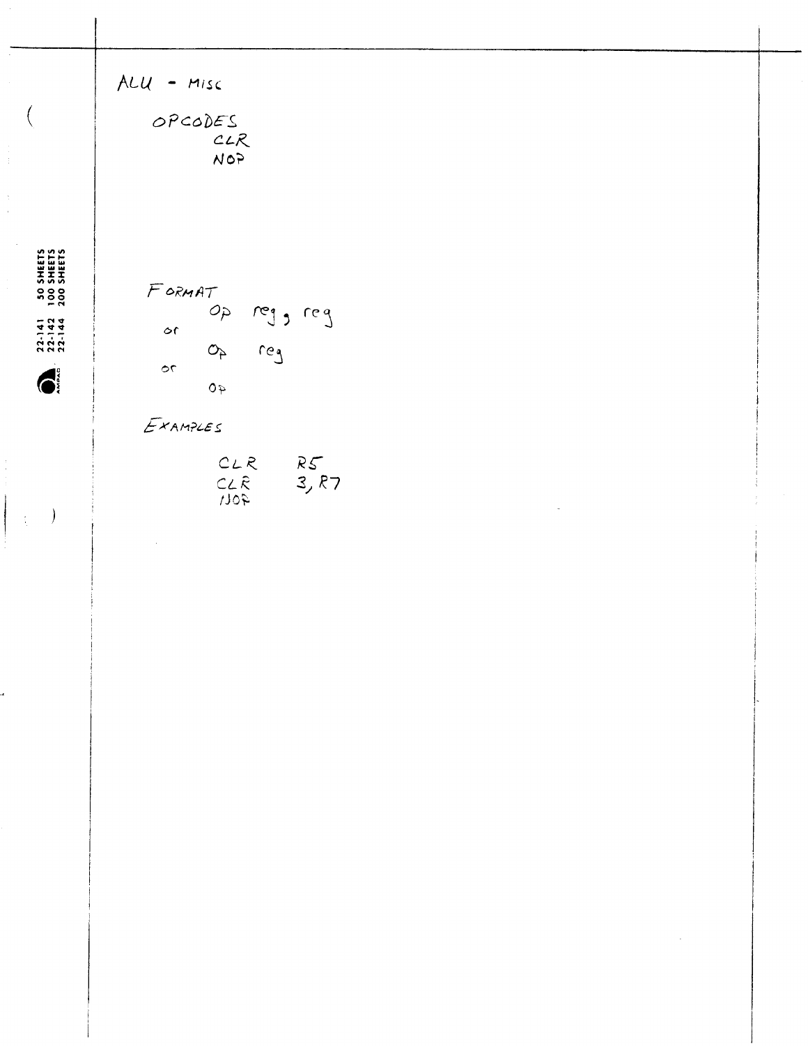# ALU - MISC

## OPCODES

- CLR
- NOP

## FORMAT

```
    Op reg, reg
or
    Op reg
or
    Op
```

## EXAMPLES

```
CLR    R5
CLR    3, R7
NOP
```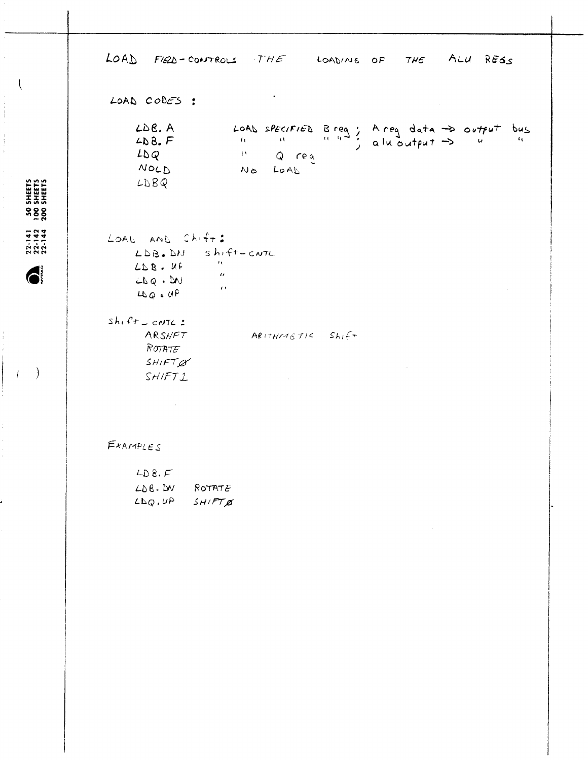LOAD FIELD - CONTROLS THE LOADING OF THE ALU REGS

LOAD CODES :

```
LDB.A      LOAD SPECIFIED B reg ; A reg data -> output bus
LDB.F        "      "      " "  ; alu output ->   "     "
LDQ          "   Q reg
NOLD       No LOAD
LDBQ
```

LOAD AND Shift :

```
LDB.DN   shift-CNTL
LDB.UP       "
LDQ.DN       "
LDQ.UP       "
```

shift_CNTL :

```
ARSHFT        ARITHMETIC Shift
ROTATE
SHIFTØ
SHIFT1
```

EXAMPLES

```
LDB.F
LDB.DN    ROTATE
LDQ.UP    SHIFTØ
```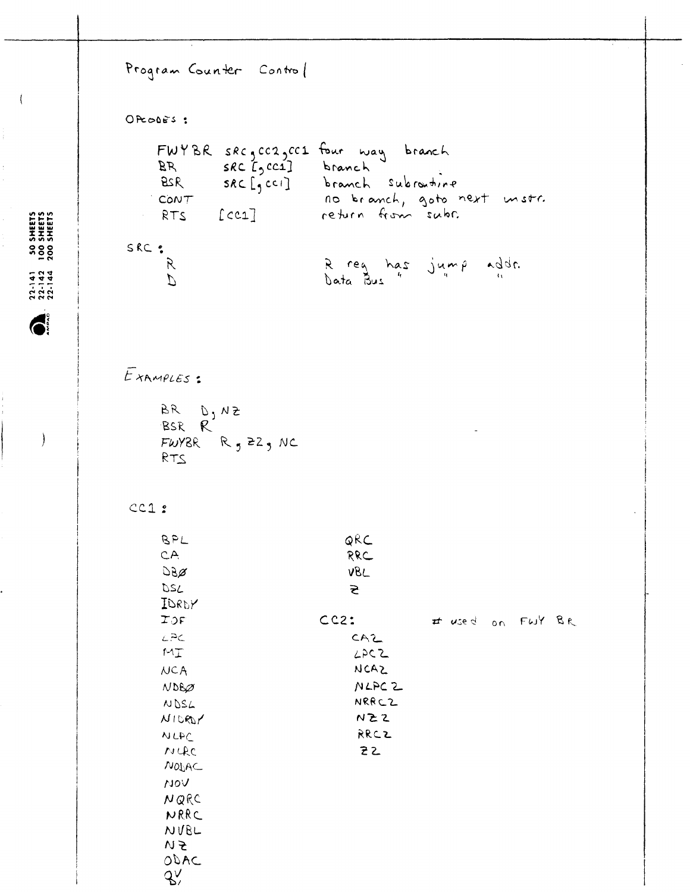# Program Counter Control

**OPCODES:**

```
FWYBR  SRC,CC2,CC1   four way branch
BR     SRC [,CC1]    branch
BSR    SRC [,CC1]    branch subroutine
CONT                 no branch, goto next instr.
RTS    [CC1]         return from subr.
```

**SRC:**

```
R                    R reg has jump addr.
D                    Data Bus  "    "    "
```

**EXAMPLES:**

```
BR  D, NZ
BSR R
FWYBR  R, ZZ, NC
RTS
```

**CC1:**

```
BPL         QRC
CA          RRC
DBØ         VBL
DSL         Z
IDRDY
IOF
LPC
MI
NCA
NDBØ
NDSL
NIDRDY
NLPC
NLRC
NODAC
NOV
NQRC
NRRC
NVBL
NZ
ODAC
OV
```

**CC2:**  # used on FWY BR

```
CA2
LPC2
NCA2
NLPC2
NRRC2
NZ2
RRC2
Z2
```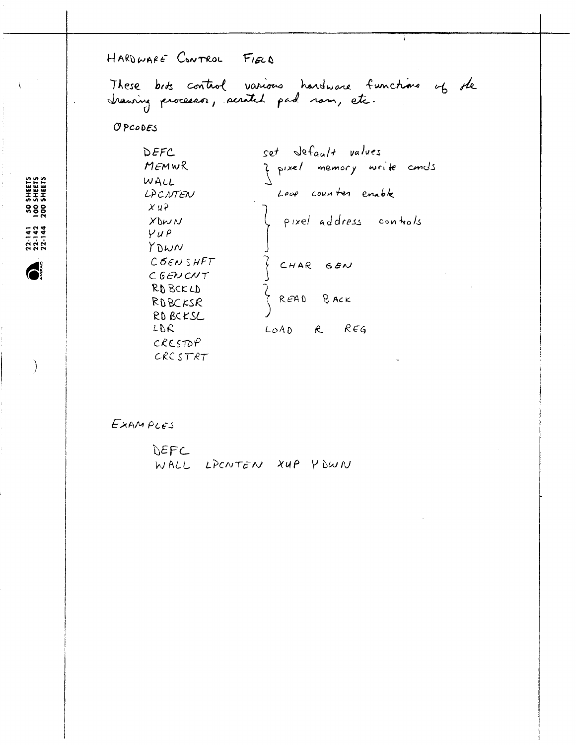## HARDWARE CONTROL FIELD

These bits control various hardware functions of the drawing processor, scratch pad ram, etc.

OPCODES

| | |
|---|---|
| DEFC | set default values |
| MEMWR | } pixel memory write cmds |
| WALL | |
| LPCNTEN | Loop counter enable |
| XUP | } pixel address controls |
| XDWN | |
| YUP | |
| YDWN | |
| CGENSHFT | } CHAR GEN |
| CGENCNT | |
| RDBCKLD | } READ BACK |
| RDBCKSR | |
| RDBCKSL | |
| LDR | LOAD R REG |
| CRCSTOP | |
| CRCSTRT | |

EXAMPLES

```
DEFC
WALL LPCNTEN XUP YDWN
```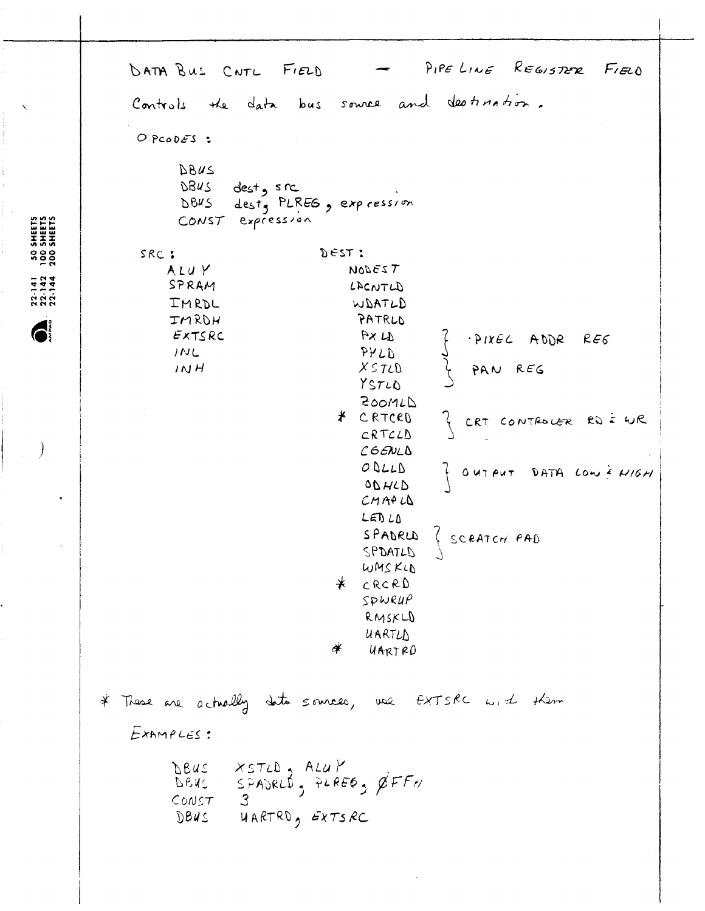# DATA BUS CNTL FIELD — PIPE LINE REGISTER FIELD

Controls the data bus source and destination.

OPCODES:

```
DBUS
DBUS  dest, src
DBUS  dest, PLREG, expression
CONST expression
```

**SRC:**

- ALUY
- SPRAM
- IMRDL
- IMRDH
- EXTSRC
- INL
- INH

**DEST:**

- NODEST
- LPCNTLD
- WDATLD
- PATRLD
- PXLD } PIXEL ADDR REG
- PYLD
- XSTLD } PAN REG
- YSTLD
- ZOOMLD
- \* CRTCRD } CRT CONTROLER RD & WR
- CRTCLD
- CGENLD
- ODLLD } OUTPUT DATA LOW & HIGH
- ODHLD
- CMAPLD
- LEDLD
- SPADRLD } SCRATCH PAD
- SPDATLD
- WMSKLD
- \* CRCRD
- SPWRUP
- RMSKLD
- UARTLD
- \* UARTRD

\* These are actually data sources, use EXTSRC with them

EXAMPLES:

```
DBUS  XSTLD, ALUY
DBUS  SPADRLD, PLREG, ØFFH
CONST 3
DBUS  UARTRD, EXTSRC
```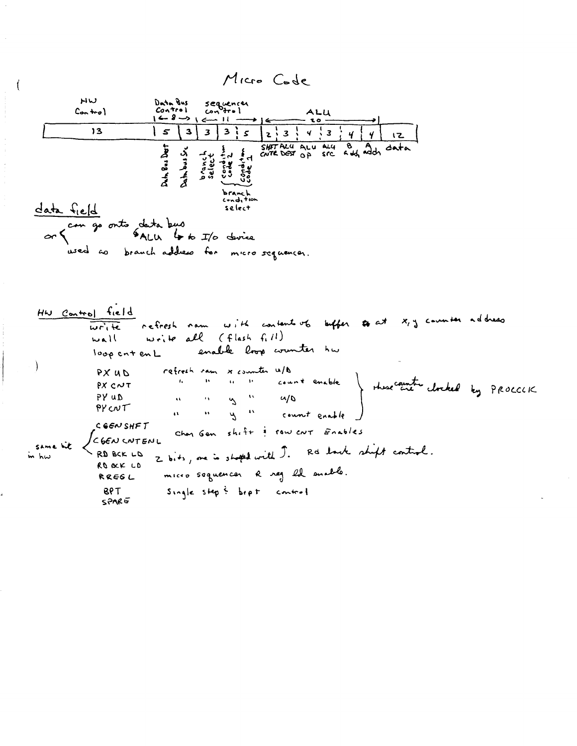# Micro Code

| HW Control | Data Bus Control (8) | | Sequencer control (11) | | | ALU (20) | | | | | | |
|---|---|---|---|---|---|---|---|---|---|---|---|---|
| 13 | 5 | 3 | 3 | 3 | 5 | 2 | 3 | 4 | 3 | 4 | 4 | 12 |
| | Data Bus Dest | Data bus Src | branch select | condition code 2 | condition code 1 | SHFT CNTR | ALU DEST | ALU OP | ALU SRC | B addr | A addr | data |

(condition code 2 and condition code 1 together: branch condition select)

## data field

- can go onto data bus
- or ALU → to I/O device
- used as branch address for micro sequencer.

## HW Control field

| Signal | Description |
|---|---|
| write | refresh ram with contents of buffer at x, y counter address |
| wall | write all (flash fill) |
| loop cnt enL | enable loop counter hw |
| PX UD | refresh ram x counter U/D |
| PX CNT | " " " " count enable |
| PY UD | " " y " U/D |
| PY CNT | " " y " count enable |
| CGEN SHFT | Char Gen shift & row CNT Enables |
| CGEN CNTENL | |
| RD BCK LD | 2 bits, one is shared with J. Rd back shift control. |
| RD BCK LD | |
| RREGL | micro sequencer R reg ld enable. |
| BPT | Single step & brpt control |
| SPARE | |

(PX UD, PX CNT, PY UD, PY CNT: these counters are clocked by PROCCLK)

(CGEN SHFT, CGEN CNTENL, RD BCK LD: same bit in hw)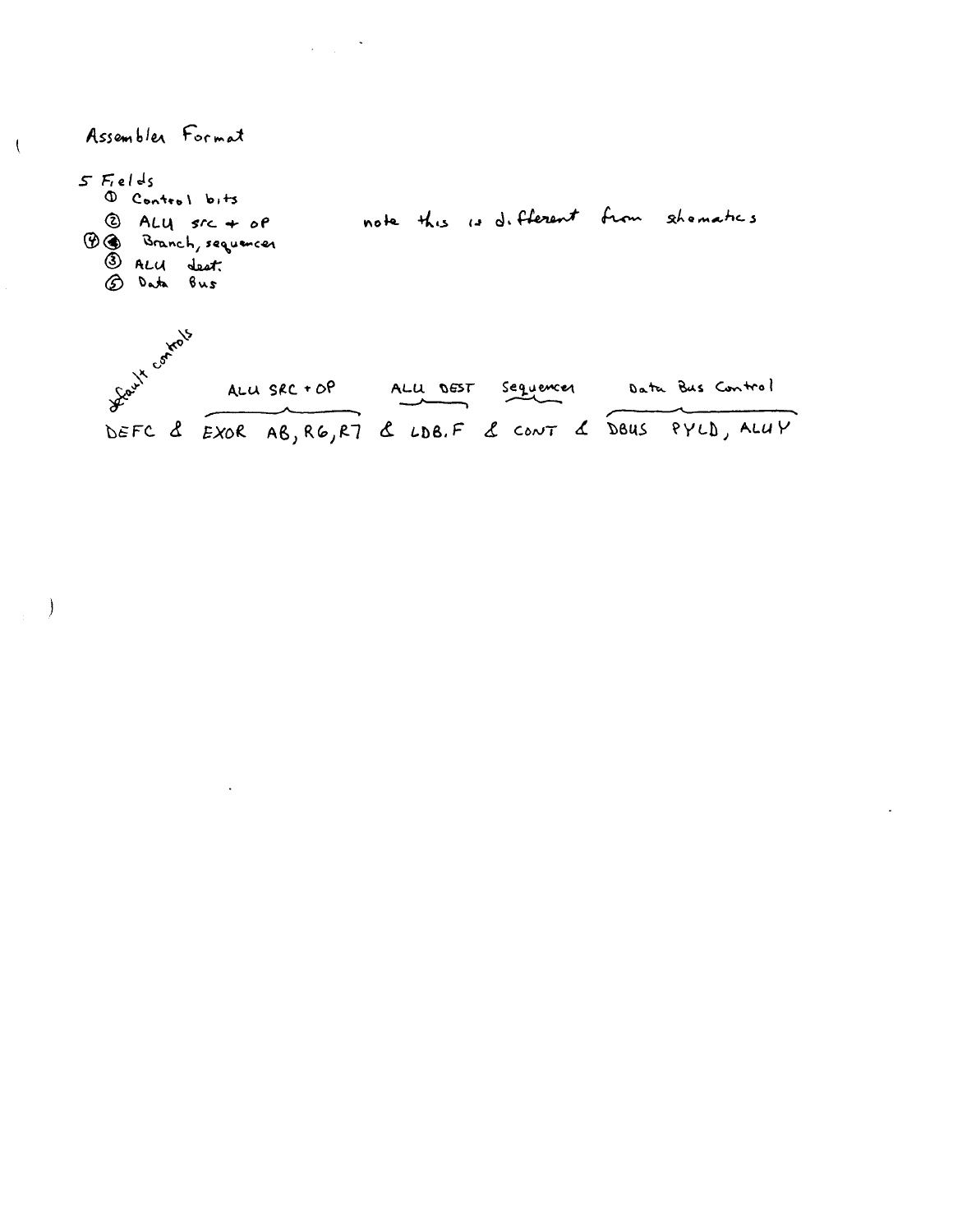# Assembler Format

5 Fields
① Control bits
② ALU src + op  — note this is different from schematics
④ ③ Branch, sequencer
③ ALU dest.
⑤ Data Bus

```
default controls   ALU SRC + OP       ALU DEST   Sequencer   Data Bus Control
DEFC  &  EXOR AB,R6,R7  &  LDB.F  &  CONT  &  DBUS PYLD, ALUY
```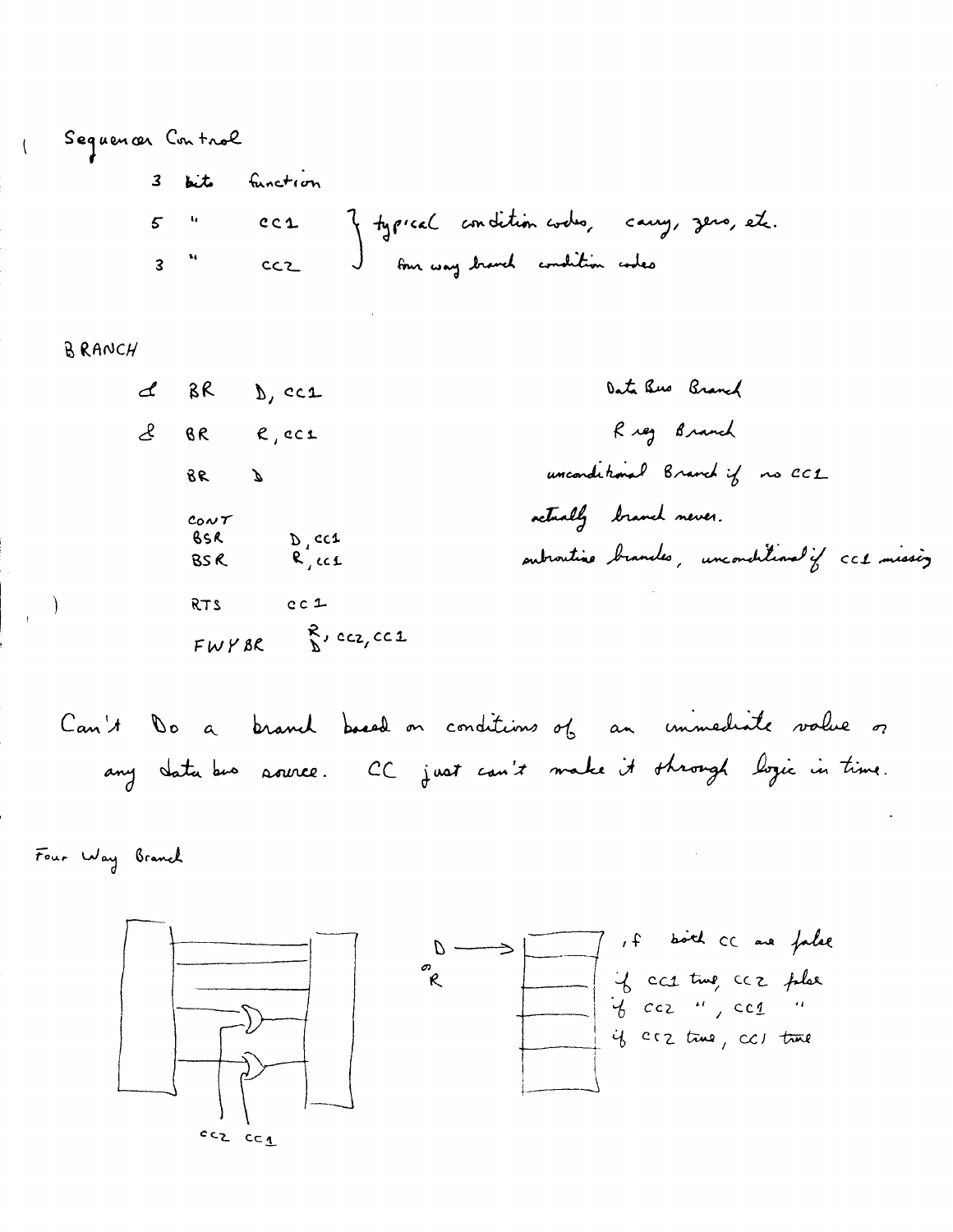# Sequencer Control

| | | |
|---|---|---|
| 3 bits | function | |
| 5 " | cc1 | } typical condition codes, carry, zero, etc. |
| 3 " | cc2 | } four way branch condition codes |

## BRANCH

| | | |
|---|---|---|
| BR | D, cc1 | Data Bus Branch |
| BR | R, cc1 | R reg Branch |
| BR | D | unconditional Branch if no cc1 |
| CONT | | actually branch never. |
| BSR | D, cc1 | subroutine branches, unconditional if cc1 missing |
| BSR | R, cc1 | |
| RTS | cc1 | |
| FWYBR | R/D, cc2, cc1 | |

Can't Do a branch based on conditions of an immediate value or any data bus source. CC just can't make it through logic in time.

## Four Way Branch

D or R →

- if both CC are false
- if cc1 true, cc2 false
- if cc2 ", cc1 "
- if cc2 true, cc1 true

cc2 cc1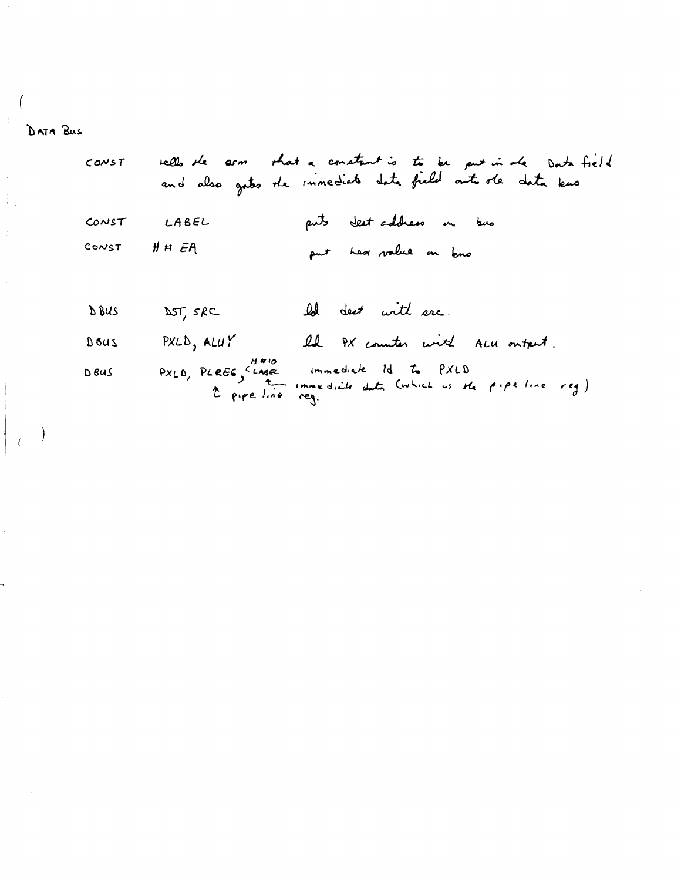DATA BUS

CONST tells the asm that a constant is to be put in the Data field and also gates the immediate data field onto the data bus

| | | |
|---|---|---|
| CONST | LABEL | puts dest address on bus |
| CONST | H# EA | put hex value on bus |

| | | |
|---|---|---|
| DBUS | DST, SRC | ld dest with src. |
| DBUS | PXLD, ALUY | ld PX counter with ALU output. |
| DBUS | PXLD, PLREG, <LABEL (H#10) | immediate ld to PXLD |

↑ pipe line reg. ← immediate data (which is the pipe line reg)